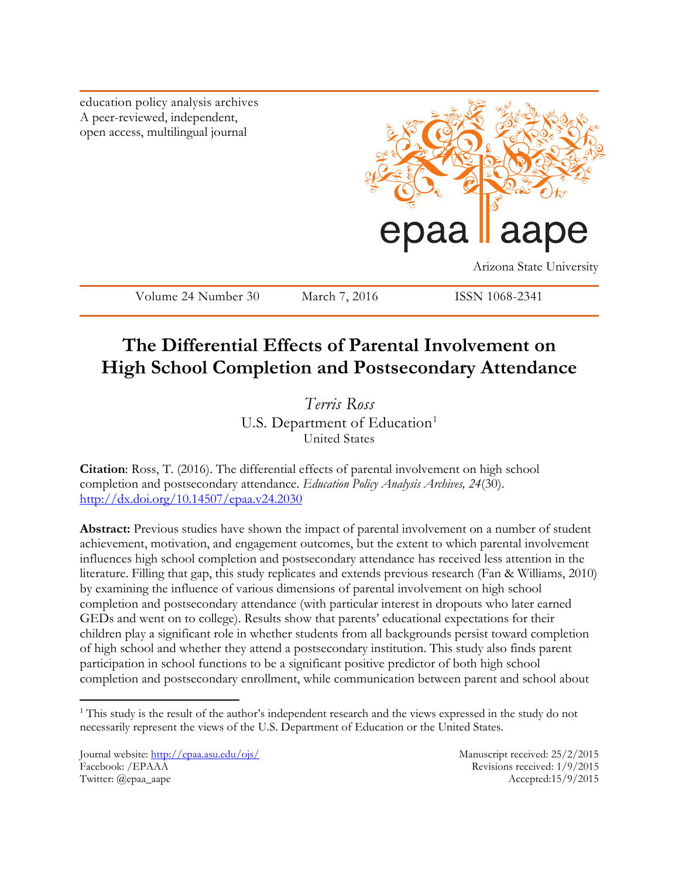education policy analysis archives
A peer-reviewed, independent, open access, multilingual journal

epaa aape

Arizona State University

Volume 24 Number 30 March 7, 2016 ISSN 1068-2341

# The Differential Effects of Parental Involvement on High School Completion and Postsecondary Attendance

*Terris Ross*
U.S. Department of Education[1]
United States

**Citation**: Ross, T. (2016). The differential effects of parental involvement on high school completion and postsecondary attendance. *Education Policy Analysis Archives, 24*(30). http://dx.doi.org/10.14507/epaa.v24.2030

**Abstract:** Previous studies have shown the impact of parental involvement on a number of student achievement, motivation, and engagement outcomes, but the extent to which parental involvement influences high school completion and postsecondary attendance has received less attention in the literature. Filling that gap, this study replicates and extends previous research (Fan & Williams, 2010) by examining the influence of various dimensions of parental involvement on high school completion and postsecondary attendance (with particular interest in dropouts who later earned GEDs and went on to college). Results show that parents' educational expectations for their children play a significant role in whether students from all backgrounds persist toward completion of high school and whether they attend a postsecondary institution. This study also finds parent participation in school functions to be a significant positive predictor of both high school completion and postsecondary enrollment, while communication between parent and school about

[1] This study is the result of the author's independent research and the views expressed in the study do not necessarily represent the views of the U.S. Department of Education or the United States.

Journal website: http://epaa.asu.edu/ojs/
Facebook: /EPAAA
Twitter: @epaa_aape

Manuscript received: 25/2/2015
Revisions received: 1/9/2015
Accepted:15/9/2015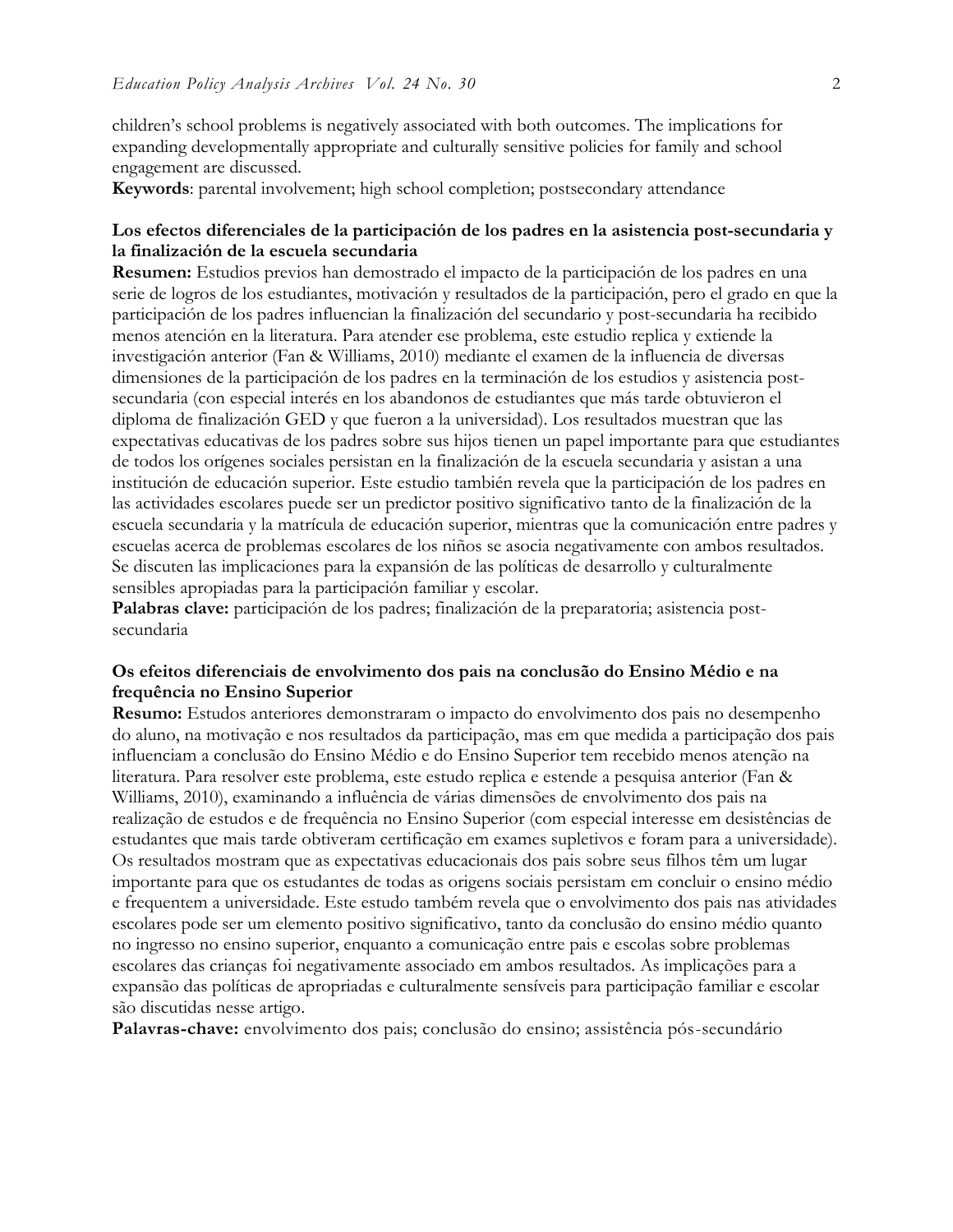children's school problems is negatively associated with both outcomes. The implications for expanding developmentally appropriate and culturally sensitive policies for family and school engagement are discussed.

**Keywords**: parental involvement; high school completion; postsecondary attendance

**Los efectos diferenciales de la participación de los padres en la asistencia post-secundaria y la finalización de la escuela secundaria**

**Resumen:** Estudios previos han demostrado el impacto de la participación de los padres en una serie de logros de los estudiantes, motivación y resultados de la participación, pero el grado en que la participación de los padres influencian la finalización del secundario y post-secundaria ha recibido menos atención en la literatura. Para atender ese problema, este estudio replica y extiende la investigación anterior (Fan & Williams, 2010) mediante el examen de la influencia de diversas dimensiones de la participación de los padres en la terminación de los estudios y asistencia post-secundaria (con especial interés en los abandonos de estudiantes que más tarde obtuvieron el diploma de finalización GED y que fueron a la universidad). Los resultados muestran que las expectativas educativas de los padres sobre sus hijos tienen un papel importante para que estudiantes de todos los orígenes sociales persistan en la finalización de la escuela secundaria y asistan a una institución de educación superior. Este estudio también revela que la participación de los padres en las actividades escolares puede ser un predictor positivo significativo tanto de la finalización de la escuela secundaria y la matrícula de educación superior, mientras que la comunicación entre padres y escuelas acerca de problemas escolares de los niños se asocia negativamente con ambos resultados. Se discuten las implicaciones para la expansión de las políticas de desarrollo y culturalmente sensibles apropiadas para la participación familiar y escolar.

**Palabras clave:** participación de los padres; finalización de la preparatoria; asistencia post-secundaria

**Os efeitos diferenciais de envolvimento dos pais na conclusão do Ensino Médio e na frequência no Ensino Superior**

**Resumo:** Estudos anteriores demonstraram o impacto do envolvimento dos pais no desempenho do aluno, na motivação e nos resultados da participação, mas em que medida a participação dos pais influenciam a conclusão do Ensino Médio e do Ensino Superior tem recebido menos atenção na literatura. Para resolver este problema, este estudo replica e estende a pesquisa anterior (Fan & Williams, 2010), examinando a influência de várias dimensões de envolvimento dos pais na realização de estudos e de frequência no Ensino Superior (com especial interesse em desistências de estudantes que mais tarde obtiveram certificação em exames supletivos e foram para a universidade). Os resultados mostram que as expectativas educacionais dos pais sobre seus filhos têm um lugar importante para que os estudantes de todas as origens sociais persistam em concluir o ensino médio e frequentem a universidade. Este estudo também revela que o envolvimento dos pais nas atividades escolares pode ser um elemento positivo significativo, tanto da conclusão do ensino médio quanto no ingresso no ensino superior, enquanto a comunicação entre pais e escolas sobre problemas escolares das crianças foi negativamente associado em ambos resultados. As implicações para a expansão das políticas de apropriadas e culturalmente sensíveis para participação familiar e escolar são discutidas nesse artigo.

**Palavras-chave:** envolvimento dos pais; conclusão do ensino; assistência pós-secundário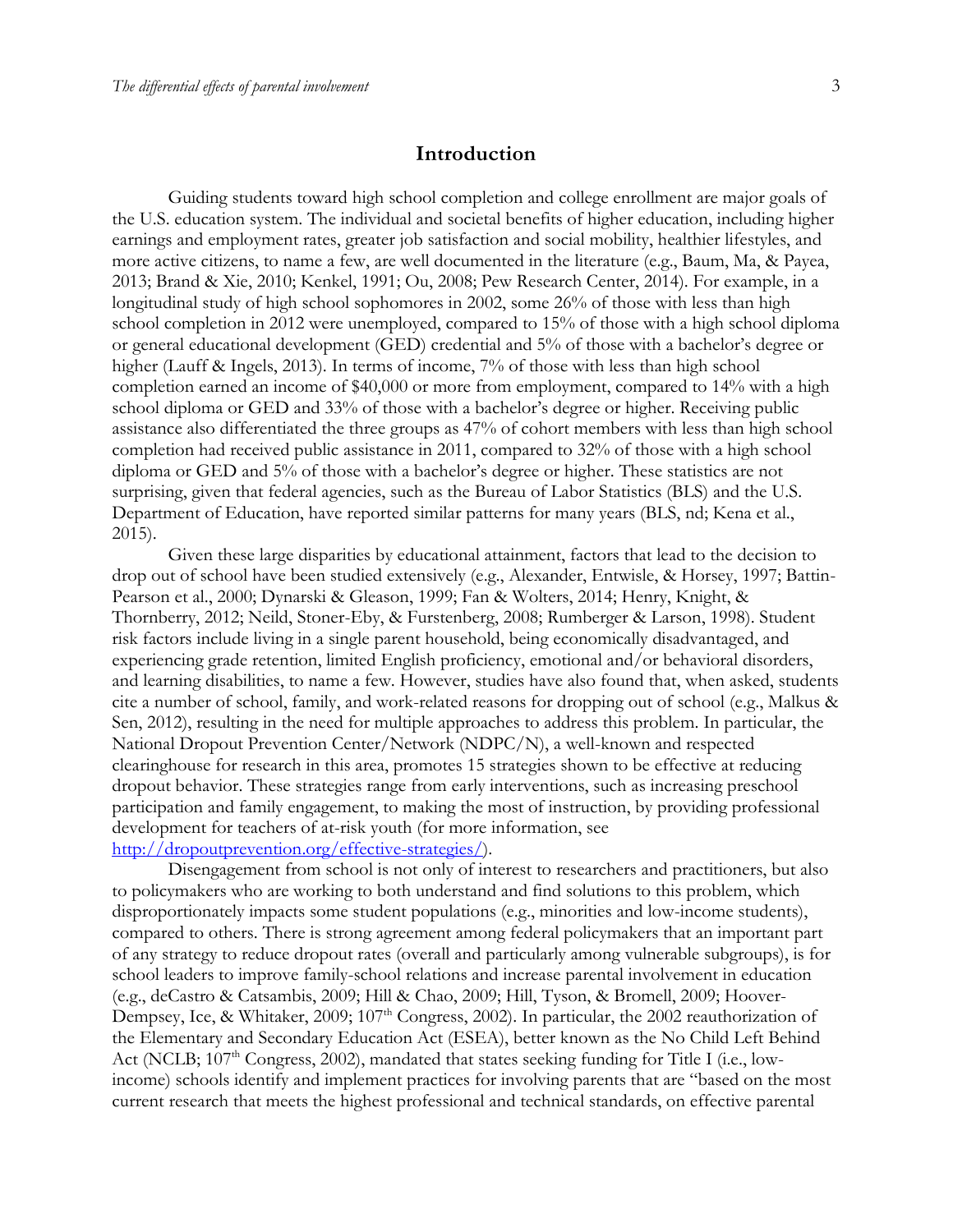# Introduction

Guiding students toward high school completion and college enrollment are major goals of the U.S. education system. The individual and societal benefits of higher education, including higher earnings and employment rates, greater job satisfaction and social mobility, healthier lifestyles, and more active citizens, to name a few, are well documented in the literature (e.g., Baum, Ma, & Payea, 2013; Brand & Xie, 2010; Kenkel, 1991; Ou, 2008; Pew Research Center, 2014). For example, in a longitudinal study of high school sophomores in 2002, some 26% of those with less than high school completion in 2012 were unemployed, compared to 15% of those with a high school diploma or general educational development (GED) credential and 5% of those with a bachelor's degree or higher (Lauff & Ingels, 2013). In terms of income, 7% of those with less than high school completion earned an income of $40,000 or more from employment, compared to 14% with a high school diploma or GED and 33% of those with a bachelor's degree or higher. Receiving public assistance also differentiated the three groups as 47% of cohort members with less than high school completion had received public assistance in 2011, compared to 32% of those with a high school diploma or GED and 5% of those with a bachelor's degree or higher. These statistics are not surprising, given that federal agencies, such as the Bureau of Labor Statistics (BLS) and the U.S. Department of Education, have reported similar patterns for many years (BLS, nd; Kena et al., 2015).

Given these large disparities by educational attainment, factors that lead to the decision to drop out of school have been studied extensively (e.g., Alexander, Entwisle, & Horsey, 1997; Battin-Pearson et al., 2000; Dynarski & Gleason, 1999; Fan & Wolters, 2014; Henry, Knight, & Thornberry, 2012; Neild, Stoner-Eby, & Furstenberg, 2008; Rumberger & Larson, 1998). Student risk factors include living in a single parent household, being economically disadvantaged, and experiencing grade retention, limited English proficiency, emotional and/or behavioral disorders, and learning disabilities, to name a few. However, studies have also found that, when asked, students cite a number of school, family, and work-related reasons for dropping out of school (e.g., Malkus & Sen, 2012), resulting in the need for multiple approaches to address this problem. In particular, the National Dropout Prevention Center/Network (NDPC/N), a well-known and respected clearinghouse for research in this area, promotes 15 strategies shown to be effective at reducing dropout behavior. These strategies range from early interventions, such as increasing preschool participation and family engagement, to making the most of instruction, by providing professional development for teachers of at-risk youth (for more information, see http://dropoutprevention.org/effective-strategies/).

Disengagement from school is not only of interest to researchers and practitioners, but also to policymakers who are working to both understand and find solutions to this problem, which disproportionately impacts some student populations (e.g., minorities and low-income students), compared to others. There is strong agreement among federal policymakers that an important part of any strategy to reduce dropout rates (overall and particularly among vulnerable subgroups), is for school leaders to improve family-school relations and increase parental involvement in education (e.g., deCastro & Catsambis, 2009; Hill & Chao, 2009; Hill, Tyson, & Bromell, 2009; Hoover-Dempsey, Ice, & Whitaker, 2009; 107th Congress, 2002). In particular, the 2002 reauthorization of the Elementary and Secondary Education Act (ESEA), better known as the No Child Left Behind Act (NCLB; 107th Congress, 2002), mandated that states seeking funding for Title I (i.e., low-income) schools identify and implement practices for involving parents that are "based on the most current research that meets the highest professional and technical standards, on effective parental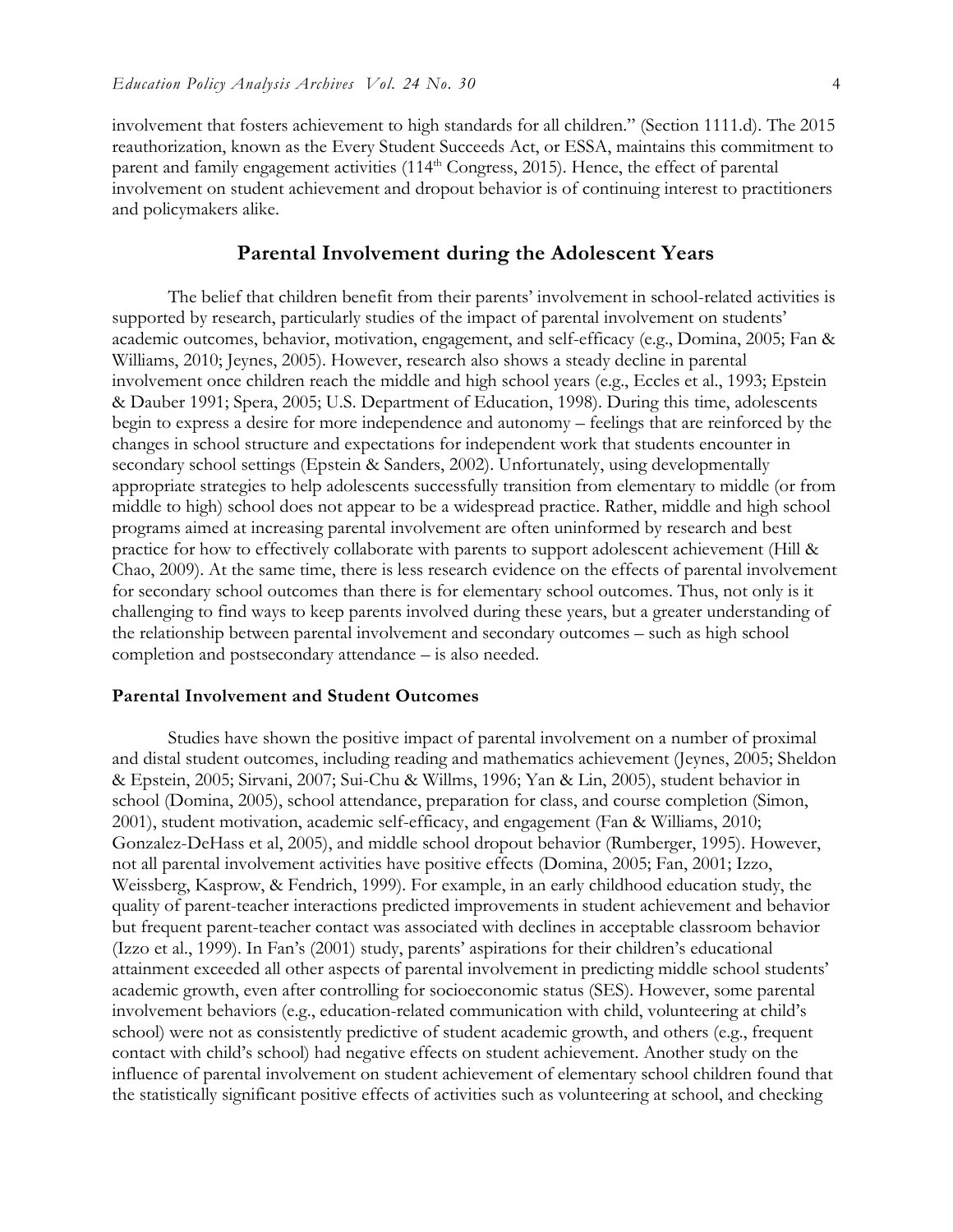involvement that fosters achievement to high standards for all children." (Section 1111.d). The 2015 reauthorization, known as the Every Student Succeeds Act, or ESSA, maintains this commitment to parent and family engagement activities (114th Congress, 2015). Hence, the effect of parental involvement on student achievement and dropout behavior is of continuing interest to practitioners and policymakers alike.

## Parental Involvement during the Adolescent Years

The belief that children benefit from their parents' involvement in school-related activities is supported by research, particularly studies of the impact of parental involvement on students' academic outcomes, behavior, motivation, engagement, and self-efficacy (e.g., Domina, 2005; Fan & Williams, 2010; Jeynes, 2005). However, research also shows a steady decline in parental involvement once children reach the middle and high school years (e.g., Eccles et al., 1993; Epstein & Dauber 1991; Spera, 2005; U.S. Department of Education, 1998). During this time, adolescents begin to express a desire for more independence and autonomy – feelings that are reinforced by the changes in school structure and expectations for independent work that students encounter in secondary school settings (Epstein & Sanders, 2002). Unfortunately, using developmentally appropriate strategies to help adolescents successfully transition from elementary to middle (or from middle to high) school does not appear to be a widespread practice. Rather, middle and high school programs aimed at increasing parental involvement are often uninformed by research and best practice for how to effectively collaborate with parents to support adolescent achievement (Hill & Chao, 2009). At the same time, there is less research evidence on the effects of parental involvement for secondary school outcomes than there is for elementary school outcomes. Thus, not only is it challenging to find ways to keep parents involved during these years, but a greater understanding of the relationship between parental involvement and secondary outcomes – such as high school completion and postsecondary attendance – is also needed.

### Parental Involvement and Student Outcomes

Studies have shown the positive impact of parental involvement on a number of proximal and distal student outcomes, including reading and mathematics achievement (Jeynes, 2005; Sheldon & Epstein, 2005; Sirvani, 2007; Sui-Chu & Willms, 1996; Yan & Lin, 2005), student behavior in school (Domina, 2005), school attendance, preparation for class, and course completion (Simon, 2001), student motivation, academic self-efficacy, and engagement (Fan & Williams, 2010; Gonzalez-DeHass et al, 2005), and middle school dropout behavior (Rumberger, 1995). However, not all parental involvement activities have positive effects (Domina, 2005; Fan, 2001; Izzo, Weissberg, Kasprow, & Fendrich, 1999). For example, in an early childhood education study, the quality of parent-teacher interactions predicted improvements in student achievement and behavior but frequent parent-teacher contact was associated with declines in acceptable classroom behavior (Izzo et al., 1999). In Fan's (2001) study, parents' aspirations for their children's educational attainment exceeded all other aspects of parental involvement in predicting middle school students' academic growth, even after controlling for socioeconomic status (SES). However, some parental involvement behaviors (e.g., education-related communication with child, volunteering at child's school) were not as consistently predictive of student academic growth, and others (e.g., frequent contact with child's school) had negative effects on student achievement. Another study on the influence of parental involvement on student achievement of elementary school children found that the statistically significant positive effects of activities such as volunteering at school, and checking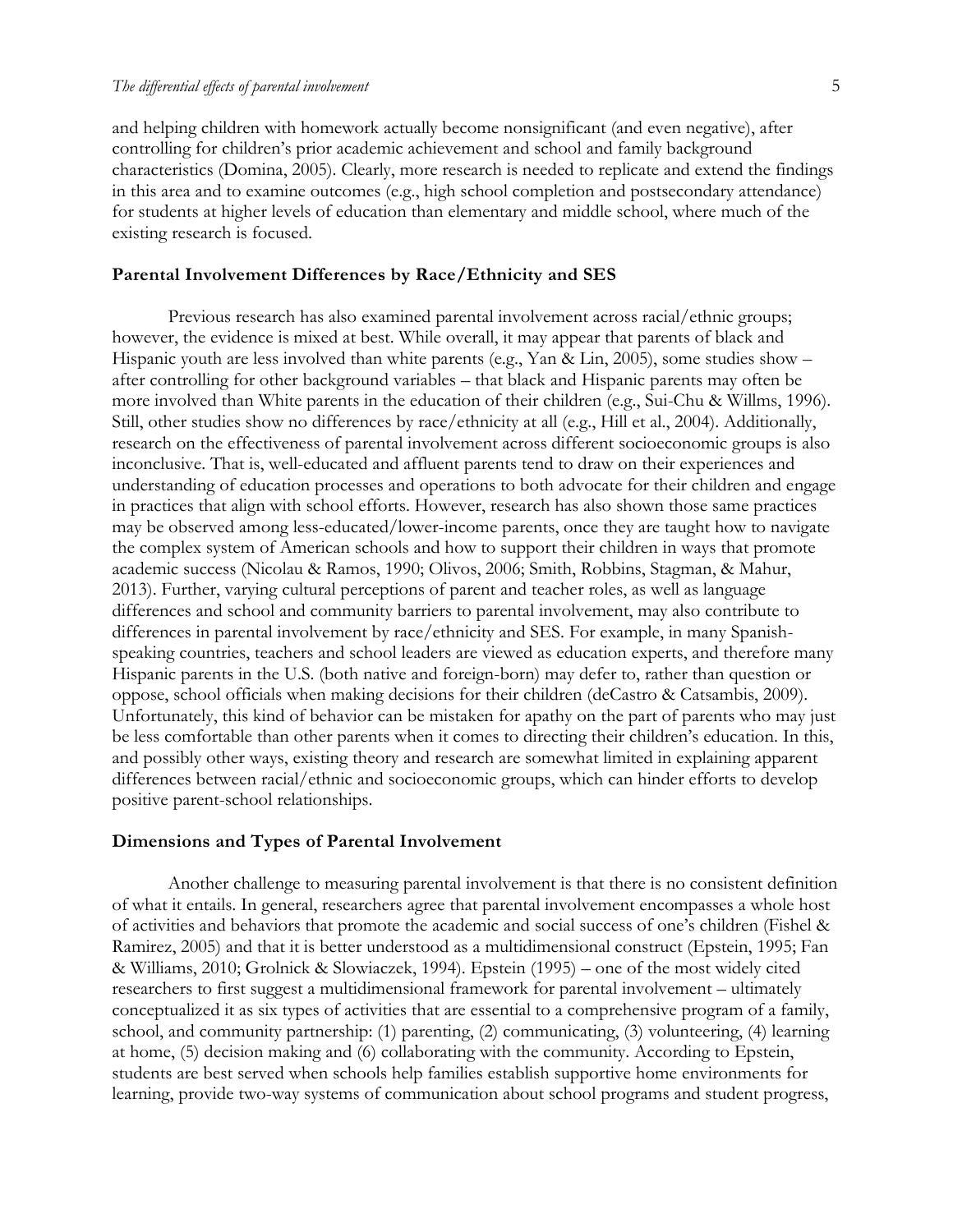and helping children with homework actually become nonsignificant (and even negative), after controlling for children's prior academic achievement and school and family background characteristics (Domina, 2005). Clearly, more research is needed to replicate and extend the findings in this area and to examine outcomes (e.g., high school completion and postsecondary attendance) for students at higher levels of education than elementary and middle school, where much of the existing research is focused.

### Parental Involvement Differences by Race/Ethnicity and SES

Previous research has also examined parental involvement across racial/ethnic groups; however, the evidence is mixed at best. While overall, it may appear that parents of black and Hispanic youth are less involved than white parents (e.g., Yan & Lin, 2005), some studies show – after controlling for other background variables – that black and Hispanic parents may often be more involved than White parents in the education of their children (e.g., Sui-Chu & Willms, 1996). Still, other studies show no differences by race/ethnicity at all (e.g., Hill et al., 2004). Additionally, research on the effectiveness of parental involvement across different socioeconomic groups is also inconclusive. That is, well-educated and affluent parents tend to draw on their experiences and understanding of education processes and operations to both advocate for their children and engage in practices that align with school efforts. However, research has also shown those same practices may be observed among less-educated/lower-income parents, once they are taught how to navigate the complex system of American schools and how to support their children in ways that promote academic success (Nicolau & Ramos, 1990; Olivos, 2006; Smith, Robbins, Stagman, & Mahur, 2013). Further, varying cultural perceptions of parent and teacher roles, as well as language differences and school and community barriers to parental involvement, may also contribute to differences in parental involvement by race/ethnicity and SES. For example, in many Spanish-speaking countries, teachers and school leaders are viewed as education experts, and therefore many Hispanic parents in the U.S. (both native and foreign-born) may defer to, rather than question or oppose, school officials when making decisions for their children (deCastro & Catsambis, 2009). Unfortunately, this kind of behavior can be mistaken for apathy on the part of parents who may just be less comfortable than other parents when it comes to directing their children's education. In this, and possibly other ways, existing theory and research are somewhat limited in explaining apparent differences between racial/ethnic and socioeconomic groups, which can hinder efforts to develop positive parent-school relationships.

### Dimensions and Types of Parental Involvement

Another challenge to measuring parental involvement is that there is no consistent definition of what it entails. In general, researchers agree that parental involvement encompasses a whole host of activities and behaviors that promote the academic and social success of one's children (Fishel & Ramirez, 2005) and that it is better understood as a multidimensional construct (Epstein, 1995; Fan & Williams, 2010; Grolnick & Slowiaczek, 1994). Epstein (1995) – one of the most widely cited researchers to first suggest a multidimensional framework for parental involvement – ultimately conceptualized it as six types of activities that are essential to a comprehensive program of a family, school, and community partnership: (1) parenting, (2) communicating, (3) volunteering, (4) learning at home, (5) decision making and (6) collaborating with the community. According to Epstein, students are best served when schools help families establish supportive home environments for learning, provide two-way systems of communication about school programs and student progress,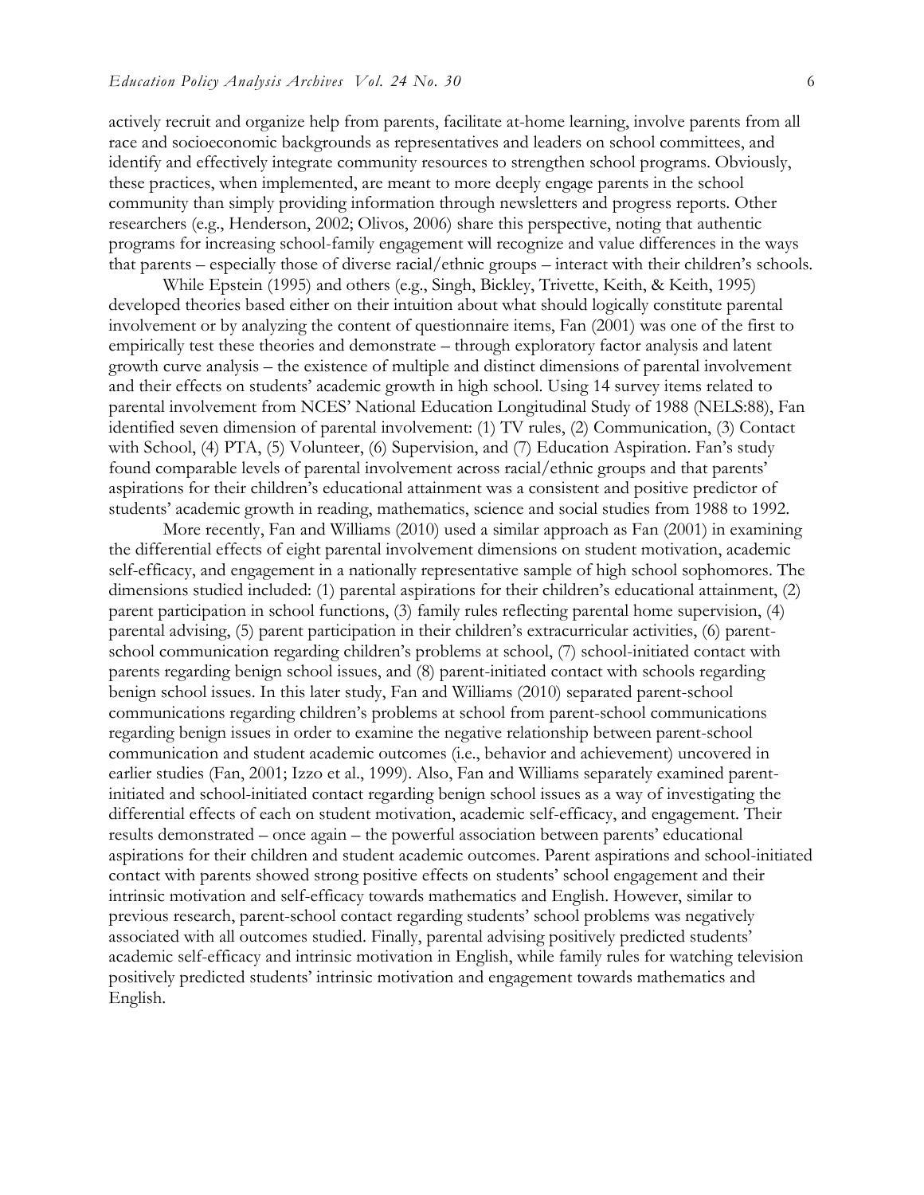actively recruit and organize help from parents, facilitate at-home learning, involve parents from all race and socioeconomic backgrounds as representatives and leaders on school committees, and identify and effectively integrate community resources to strengthen school programs. Obviously, these practices, when implemented, are meant to more deeply engage parents in the school community than simply providing information through newsletters and progress reports. Other researchers (e.g., Henderson, 2002; Olivos, 2006) share this perspective, noting that authentic programs for increasing school-family engagement will recognize and value differences in the ways that parents – especially those of diverse racial/ethnic groups – interact with their children's schools.

While Epstein (1995) and others (e.g., Singh, Bickley, Trivette, Keith, & Keith, 1995) developed theories based either on their intuition about what should logically constitute parental involvement or by analyzing the content of questionnaire items, Fan (2001) was one of the first to empirically test these theories and demonstrate – through exploratory factor analysis and latent growth curve analysis – the existence of multiple and distinct dimensions of parental involvement and their effects on students' academic growth in high school. Using 14 survey items related to parental involvement from NCES' National Education Longitudinal Study of 1988 (NELS:88), Fan identified seven dimension of parental involvement: (1) TV rules, (2) Communication, (3) Contact with School, (4) PTA, (5) Volunteer, (6) Supervision, and (7) Education Aspiration. Fan's study found comparable levels of parental involvement across racial/ethnic groups and that parents' aspirations for their children's educational attainment was a consistent and positive predictor of students' academic growth in reading, mathematics, science and social studies from 1988 to 1992.

More recently, Fan and Williams (2010) used a similar approach as Fan (2001) in examining the differential effects of eight parental involvement dimensions on student motivation, academic self-efficacy, and engagement in a nationally representative sample of high school sophomores. The dimensions studied included: (1) parental aspirations for their children's educational attainment, (2) parent participation in school functions, (3) family rules reflecting parental home supervision, (4) parental advising, (5) parent participation in their children's extracurricular activities, (6) parent-school communication regarding children's problems at school, (7) school-initiated contact with parents regarding benign school issues, and (8) parent-initiated contact with schools regarding benign school issues. In this later study, Fan and Williams (2010) separated parent-school communications regarding children's problems at school from parent-school communications regarding benign issues in order to examine the negative relationship between parent-school communication and student academic outcomes (i.e., behavior and achievement) uncovered in earlier studies (Fan, 2001; Izzo et al., 1999). Also, Fan and Williams separately examined parent-initiated and school-initiated contact regarding benign school issues as a way of investigating the differential effects of each on student motivation, academic self-efficacy, and engagement. Their results demonstrated – once again – the powerful association between parents' educational aspirations for their children and student academic outcomes. Parent aspirations and school-initiated contact with parents showed strong positive effects on students' school engagement and their intrinsic motivation and self-efficacy towards mathematics and English. However, similar to previous research, parent-school contact regarding students' school problems was negatively associated with all outcomes studied. Finally, parental advising positively predicted students' academic self-efficacy and intrinsic motivation in English, while family rules for watching television positively predicted students' intrinsic motivation and engagement towards mathematics and English.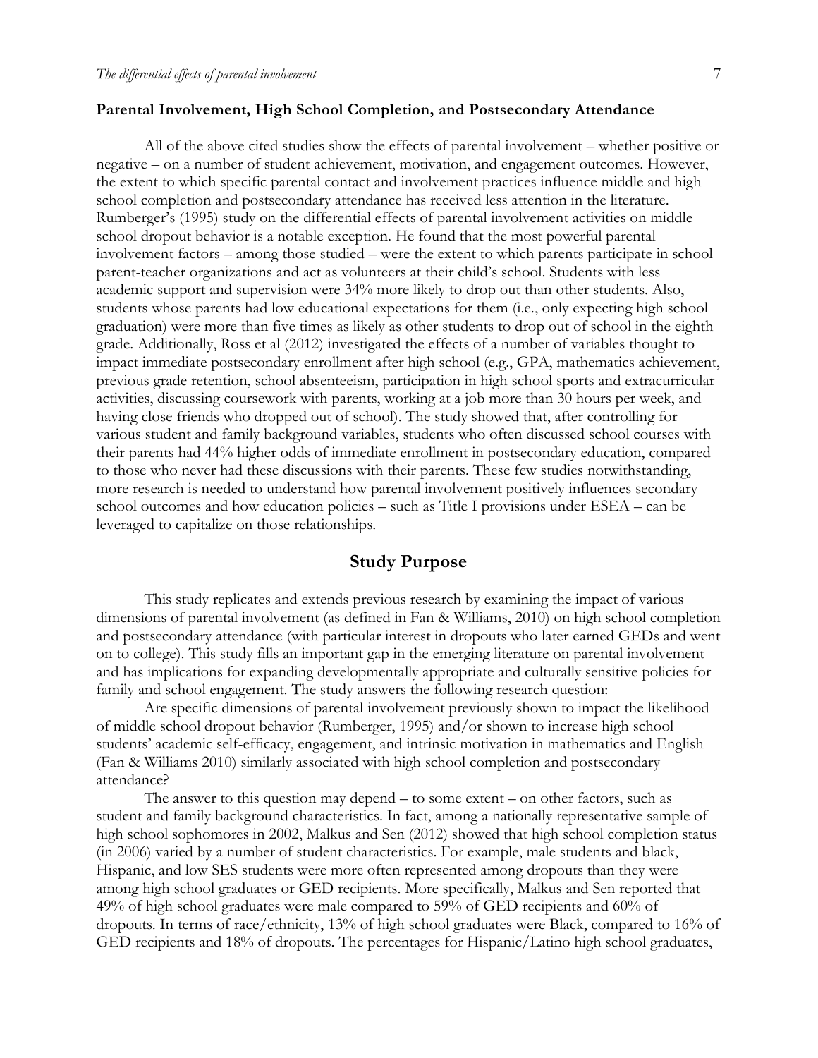### Parental Involvement, High School Completion, and Postsecondary Attendance

All of the above cited studies show the effects of parental involvement – whether positive or negative – on a number of student achievement, motivation, and engagement outcomes. However, the extent to which specific parental contact and involvement practices influence middle and high school completion and postsecondary attendance has received less attention in the literature. Rumberger's (1995) study on the differential effects of parental involvement activities on middle school dropout behavior is a notable exception. He found that the most powerful parental involvement factors – among those studied – were the extent to which parents participate in school parent-teacher organizations and act as volunteers at their child's school. Students with less academic support and supervision were 34% more likely to drop out than other students. Also, students whose parents had low educational expectations for them (i.e., only expecting high school graduation) were more than five times as likely as other students to drop out of school in the eighth grade. Additionally, Ross et al (2012) investigated the effects of a number of variables thought to impact immediate postsecondary enrollment after high school (e.g., GPA, mathematics achievement, previous grade retention, school absenteeism, participation in high school sports and extracurricular activities, discussing coursework with parents, working at a job more than 30 hours per week, and having close friends who dropped out of school). The study showed that, after controlling for various student and family background variables, students who often discussed school courses with their parents had 44% higher odds of immediate enrollment in postsecondary education, compared to those who never had these discussions with their parents. These few studies notwithstanding, more research is needed to understand how parental involvement positively influences secondary school outcomes and how education policies – such as Title I provisions under ESEA – can be leveraged to capitalize on those relationships.

## Study Purpose

This study replicates and extends previous research by examining the impact of various dimensions of parental involvement (as defined in Fan & Williams, 2010) on high school completion and postsecondary attendance (with particular interest in dropouts who later earned GEDs and went on to college). This study fills an important gap in the emerging literature on parental involvement and has implications for expanding developmentally appropriate and culturally sensitive policies for family and school engagement. The study answers the following research question:

Are specific dimensions of parental involvement previously shown to impact the likelihood of middle school dropout behavior (Rumberger, 1995) and/or shown to increase high school students' academic self-efficacy, engagement, and intrinsic motivation in mathematics and English (Fan & Williams 2010) similarly associated with high school completion and postsecondary attendance?

The answer to this question may depend – to some extent – on other factors, such as student and family background characteristics. In fact, among a nationally representative sample of high school sophomores in 2002, Malkus and Sen (2012) showed that high school completion status (in 2006) varied by a number of student characteristics. For example, male students and black, Hispanic, and low SES students were more often represented among dropouts than they were among high school graduates or GED recipients. More specifically, Malkus and Sen reported that 49% of high school graduates were male compared to 59% of GED recipients and 60% of dropouts. In terms of race/ethnicity, 13% of high school graduates were Black, compared to 16% of GED recipients and 18% of dropouts. The percentages for Hispanic/Latino high school graduates,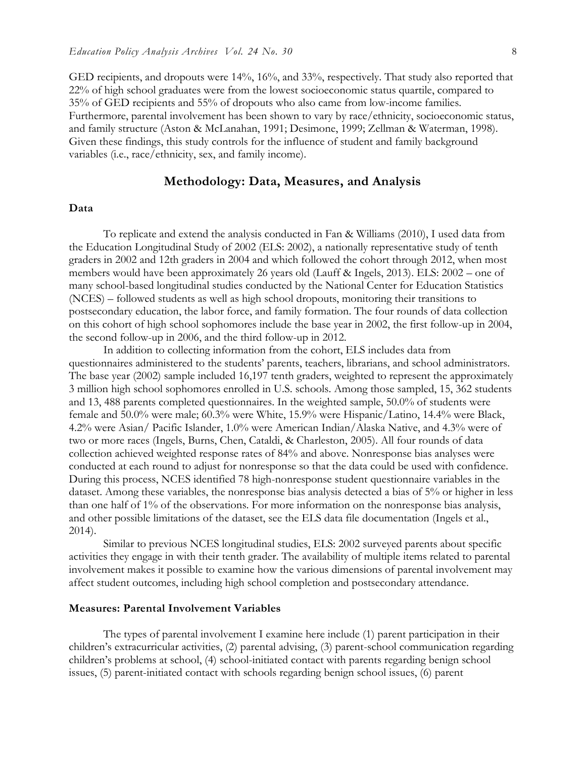GED recipients, and dropouts were 14%, 16%, and 33%, respectively. That study also reported that 22% of high school graduates were from the lowest socioeconomic status quartile, compared to 35% of GED recipients and 55% of dropouts who also came from low-income families. Furthermore, parental involvement has been shown to vary by race/ethnicity, socioeconomic status, and family structure (Aston & McLanahan, 1991; Desimone, 1999; Zellman & Waterman, 1998). Given these findings, this study controls for the influence of student and family background variables (i.e., race/ethnicity, sex, and family income).

## Methodology: Data, Measures, and Analysis

### Data

To replicate and extend the analysis conducted in Fan & Williams (2010), I used data from the Education Longitudinal Study of 2002 (ELS: 2002), a nationally representative study of tenth graders in 2002 and 12th graders in 2004 and which followed the cohort through 2012, when most members would have been approximately 26 years old (Lauff & Ingels, 2013). ELS: 2002 – one of many school-based longitudinal studies conducted by the National Center for Education Statistics (NCES) – followed students as well as high school dropouts, monitoring their transitions to postsecondary education, the labor force, and family formation. The four rounds of data collection on this cohort of high school sophomores include the base year in 2002, the first follow-up in 2004, the second follow-up in 2006, and the third follow-up in 2012.

In addition to collecting information from the cohort, ELS includes data from questionnaires administered to the students' parents, teachers, librarians, and school administrators. The base year (2002) sample included 16,197 tenth graders, weighted to represent the approximately 3 million high school sophomores enrolled in U.S. schools. Among those sampled, 15, 362 students and 13, 488 parents completed questionnaires. In the weighted sample, 50.0% of students were female and 50.0% were male; 60.3% were White, 15.9% were Hispanic/Latino, 14.4% were Black, 4.2% were Asian/ Pacific Islander, 1.0% were American Indian/Alaska Native, and 4.3% were of two or more races (Ingels, Burns, Chen, Cataldi, & Charleston, 2005). All four rounds of data collection achieved weighted response rates of 84% and above. Nonresponse bias analyses were conducted at each round to adjust for nonresponse so that the data could be used with confidence. During this process, NCES identified 78 high-nonresponse student questionnaire variables in the dataset. Among these variables, the nonresponse bias analysis detected a bias of 5% or higher in less than one half of 1% of the observations. For more information on the nonresponse bias analysis, and other possible limitations of the dataset, see the ELS data file documentation (Ingels et al., 2014).

Similar to previous NCES longitudinal studies, ELS: 2002 surveyed parents about specific activities they engage in with their tenth grader. The availability of multiple items related to parental involvement makes it possible to examine how the various dimensions of parental involvement may affect student outcomes, including high school completion and postsecondary attendance.

### Measures: Parental Involvement Variables

The types of parental involvement I examine here include (1) parent participation in their children's extracurricular activities, (2) parental advising, (3) parent-school communication regarding children's problems at school, (4) school-initiated contact with parents regarding benign school issues, (5) parent-initiated contact with schools regarding benign school issues, (6) parent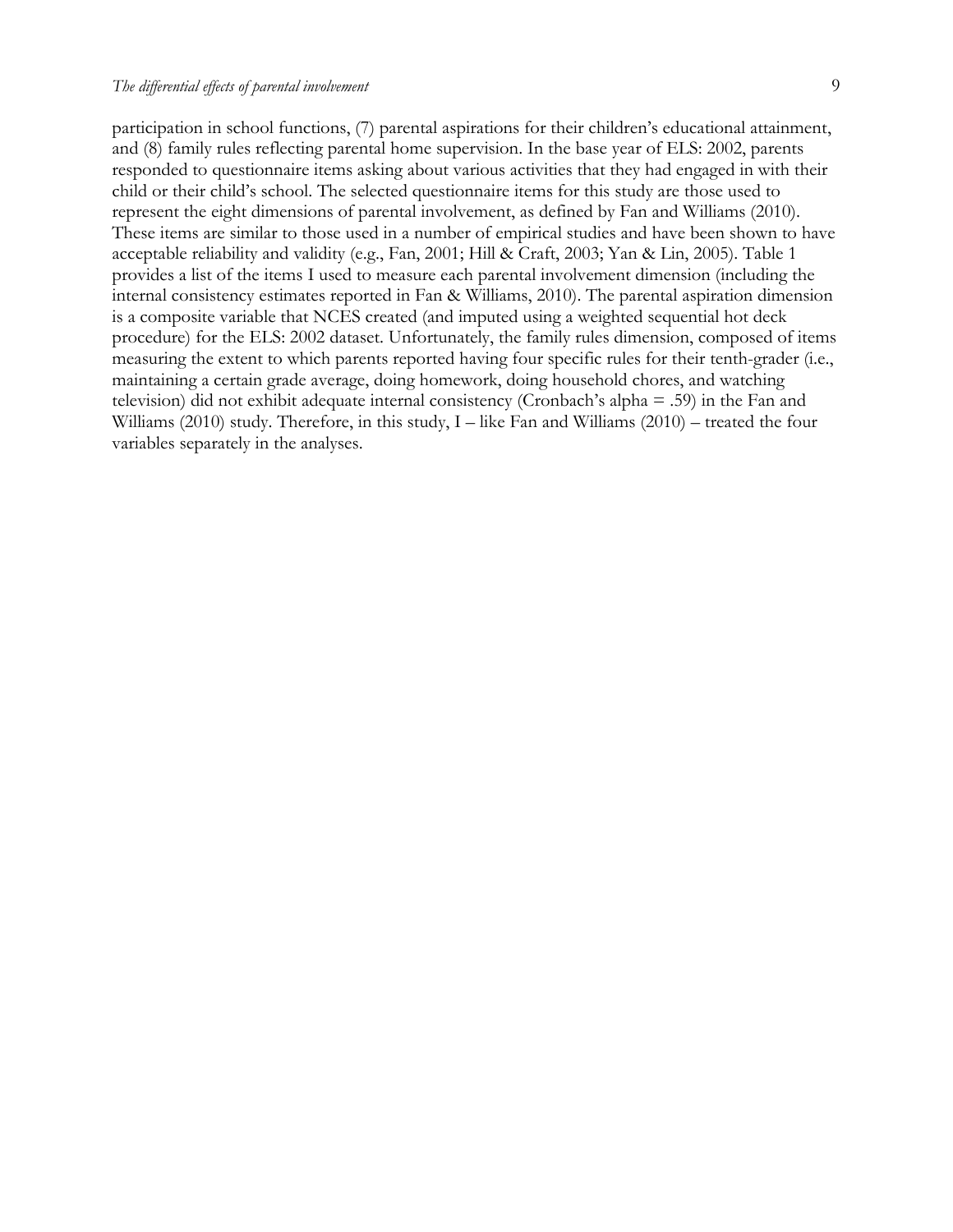participation in school functions, (7) parental aspirations for their children's educational attainment, and (8) family rules reflecting parental home supervision. In the base year of ELS: 2002, parents responded to questionnaire items asking about various activities that they had engaged in with their child or their child's school. The selected questionnaire items for this study are those used to represent the eight dimensions of parental involvement, as defined by Fan and Williams (2010). These items are similar to those used in a number of empirical studies and have been shown to have acceptable reliability and validity (e.g., Fan, 2001; Hill & Craft, 2003; Yan & Lin, 2005). Table 1 provides a list of the items I used to measure each parental involvement dimension (including the internal consistency estimates reported in Fan & Williams, 2010). The parental aspiration dimension is a composite variable that NCES created (and imputed using a weighted sequential hot deck procedure) for the ELS: 2002 dataset. Unfortunately, the family rules dimension, composed of items measuring the extent to which parents reported having four specific rules for their tenth-grader (i.e., maintaining a certain grade average, doing homework, doing household chores, and watching television) did not exhibit adequate internal consistency (Cronbach's alpha = .59) in the Fan and Williams (2010) study. Therefore, in this study, I – like Fan and Williams (2010) – treated the four variables separately in the analyses.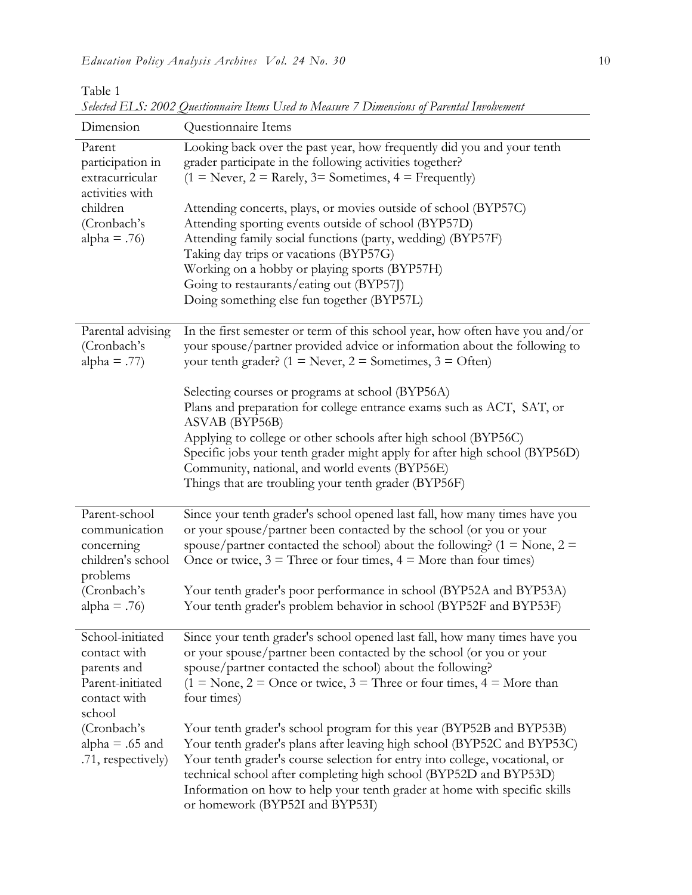Table 1

*Selected ELS: 2002 Questionnaire Items Used to Measure 7 Dimensions of Parental Involvement*

| Dimension | Questionnaire Items |
|---|---|
| Parent participation in extracurricular activities with children (Cronbach's alpha = .76) | Looking back over the past year, how frequently did you and your tenth grader participate in the following activities together? (1 = Never, 2 = Rarely, 3= Sometimes, 4 = Frequently)<br><br>Attending concerts, plays, or movies outside of school (BYP57C)<br>Attending sporting events outside of school (BYP57D)<br>Attending family social functions (party, wedding) (BYP57F)<br>Taking day trips or vacations (BYP57G)<br>Working on a hobby or playing sports (BYP57H)<br>Going to restaurants/eating out (BYP57J)<br>Doing something else fun together (BYP57L) |
| Parental advising (Cronbach's alpha = .77) | In the first semester or term of this school year, how often have you and/or your spouse/partner provided advice or information about the following to your tenth grader? (1 = Never, 2 = Sometimes, 3 = Often)<br><br>Selecting courses or programs at school (BYP56A)<br>Plans and preparation for college entrance exams such as ACT, SAT, or ASVAB (BYP56B)<br>Applying to college or other schools after high school (BYP56C)<br>Specific jobs your tenth grader might apply for after high school (BYP56D)<br>Community, national, and world events (BYP56E)<br>Things that are troubling your tenth grader (BYP56F) |
| Parent-school communication concerning children's school problems (Cronbach's alpha = .76) | Since your tenth grader's school opened last fall, how many times have you or your spouse/partner been contacted by the school (or you or your spouse/partner contacted the school) about the following? (1 = None, 2 = Once or twice, 3 = Three or four times, 4 = More than four times)<br><br>Your tenth grader's poor performance in school (BYP52A and BYP53A)<br>Your tenth grader's problem behavior in school (BYP52F and BYP53F) |
| School-initiated contact with parents and Parent-initiated contact with school (Cronbach's alpha = .65 and .71, respectively) | Since your tenth grader's school opened last fall, how many times have you or your spouse/partner been contacted by the school (or you or your spouse/partner contacted the school) about the following? (1 = None, 2 = Once or twice, 3 = Three or four times, 4 = More than four times)<br><br>Your tenth grader's school program for this year (BYP52B and BYP53B)<br>Your tenth grader's plans after leaving high school (BYP52C and BYP53C)<br>Your tenth grader's course selection for entry into college, vocational, or technical school after completing high school (BYP52D and BYP53D)<br>Information on how to help your tenth grader at home with specific skills or homework (BYP52I and BYP53I) |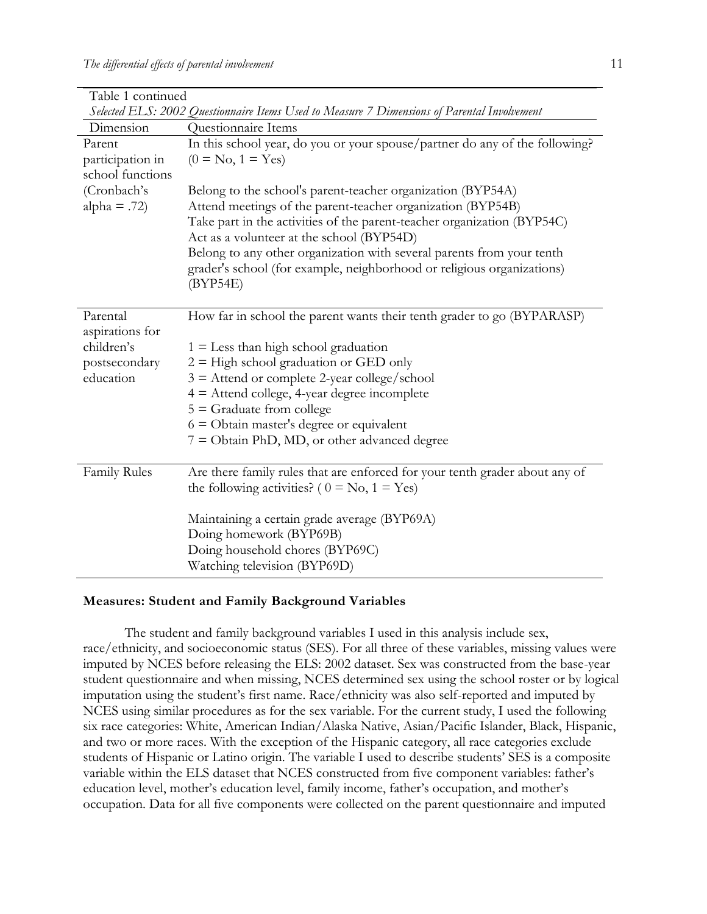Table 1 continued

*Selected ELS: 2002 Questionnaire Items Used to Measure 7 Dimensions of Parental Involvement*

| Dimension | Questionnaire Items |
|---|---|
| Parent participation in school functions (Cronbach's alpha = .72) | In this school year, do you or your spouse/partner do any of the following? (0 = No, 1 = Yes)<br><br>Belong to the school's parent-teacher organization (BYP54A)<br>Attend meetings of the parent-teacher organization (BYP54B)<br>Take part in the activities of the parent-teacher organization (BYP54C)<br>Act as a volunteer at the school (BYP54D)<br>Belong to any other organization with several parents from your tenth grader's school (for example, neighborhood or religious organizations) (BYP54E) |
| Parental aspirations for children's postsecondary education | How far in school the parent wants their tenth grader to go (BYPARASP)<br><br>1 = Less than high school graduation<br>2 = High school graduation or GED only<br>3 = Attend or complete 2-year college/school<br>4 = Attend college, 4-year degree incomplete<br>5 = Graduate from college<br>6 = Obtain master's degree or equivalent<br>7 = Obtain PhD, MD, or other advanced degree |
| Family Rules | Are there family rules that are enforced for your tenth grader about any of the following activities? ( 0 = No, 1 = Yes)<br><br>Maintaining a certain grade average (BYP69A)<br>Doing homework (BYP69B)<br>Doing household chores (BYP69C)<br>Watching television (BYP69D) |

**Measures: Student and Family Background Variables**

The student and family background variables I used in this analysis include sex, race/ethnicity, and socioeconomic status (SES). For all three of these variables, missing values were imputed by NCES before releasing the ELS: 2002 dataset. Sex was constructed from the base-year student questionnaire and when missing, NCES determined sex using the school roster or by logical imputation using the student's first name. Race/ethnicity was also self-reported and imputed by NCES using similar procedures as for the sex variable. For the current study, I used the following six race categories: White, American Indian/Alaska Native, Asian/Pacific Islander, Black, Hispanic, and two or more races. With the exception of the Hispanic category, all race categories exclude students of Hispanic or Latino origin. The variable I used to describe students' SES is a composite variable within the ELS dataset that NCES constructed from five component variables: father's education level, mother's education level, family income, father's occupation, and mother's occupation. Data for all five components were collected on the parent questionnaire and imputed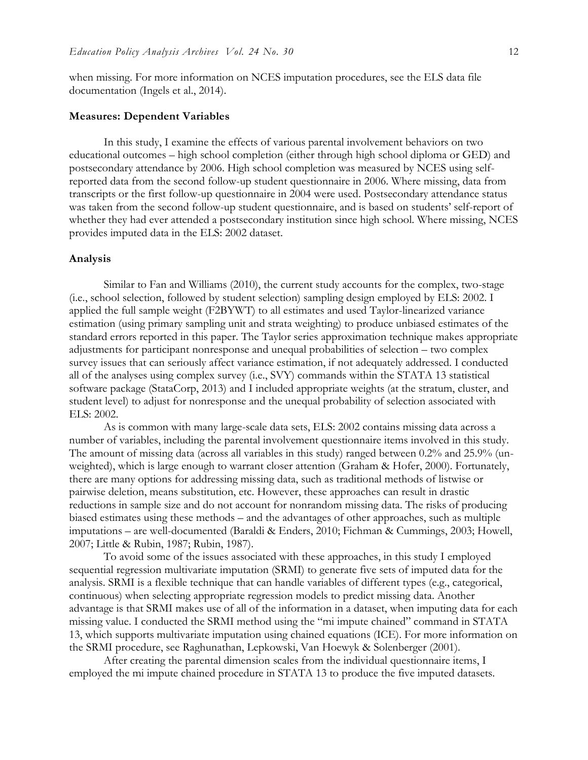when missing. For more information on NCES imputation procedures, see the ELS data file documentation (Ingels et al., 2014).

### Measures: Dependent Variables

In this study, I examine the effects of various parental involvement behaviors on two educational outcomes – high school completion (either through high school diploma or GED) and postsecondary attendance by 2006. High school completion was measured by NCES using self-reported data from the second follow-up student questionnaire in 2006. Where missing, data from transcripts or the first follow-up questionnaire in 2004 were used. Postsecondary attendance status was taken from the second follow-up student questionnaire, and is based on students' self-report of whether they had ever attended a postsecondary institution since high school. Where missing, NCES provides imputed data in the ELS: 2002 dataset.

### Analysis

Similar to Fan and Williams (2010), the current study accounts for the complex, two-stage (i.e., school selection, followed by student selection) sampling design employed by ELS: 2002. I applied the full sample weight (F2BYWT) to all estimates and used Taylor-linearized variance estimation (using primary sampling unit and strata weighting) to produce unbiased estimates of the standard errors reported in this paper. The Taylor series approximation technique makes appropriate adjustments for participant nonresponse and unequal probabilities of selection – two complex survey issues that can seriously affect variance estimation, if not adequately addressed. I conducted all of the analyses using complex survey (i.e., SVY) commands within the STATA 13 statistical software package (StataCorp, 2013) and I included appropriate weights (at the stratum, cluster, and student level) to adjust for nonresponse and the unequal probability of selection associated with ELS: 2002.

As is common with many large-scale data sets, ELS: 2002 contains missing data across a number of variables, including the parental involvement questionnaire items involved in this study. The amount of missing data (across all variables in this study) ranged between 0.2% and 25.9% (un-weighted), which is large enough to warrant closer attention (Graham & Hofer, 2000). Fortunately, there are many options for addressing missing data, such as traditional methods of listwise or pairwise deletion, means substitution, etc. However, these approaches can result in drastic reductions in sample size and do not account for nonrandom missing data. The risks of producing biased estimates using these methods – and the advantages of other approaches, such as multiple imputations – are well-documented (Baraldi & Enders, 2010; Fichman & Cummings, 2003; Howell, 2007; Little & Rubin, 1987; Rubin, 1987).

To avoid some of the issues associated with these approaches, in this study I employed sequential regression multivariate imputation (SRMI) to generate five sets of imputed data for the analysis. SRMI is a flexible technique that can handle variables of different types (e.g., categorical, continuous) when selecting appropriate regression models to predict missing data. Another advantage is that SRMI makes use of all of the information in a dataset, when imputing data for each missing value. I conducted the SRMI method using the "mi impute chained" command in STATA 13, which supports multivariate imputation using chained equations (ICE). For more information on the SRMI procedure, see Raghunathan, Lepkowski, Van Hoewyk & Solenberger (2001).

After creating the parental dimension scales from the individual questionnaire items, I employed the mi impute chained procedure in STATA 13 to produce the five imputed datasets.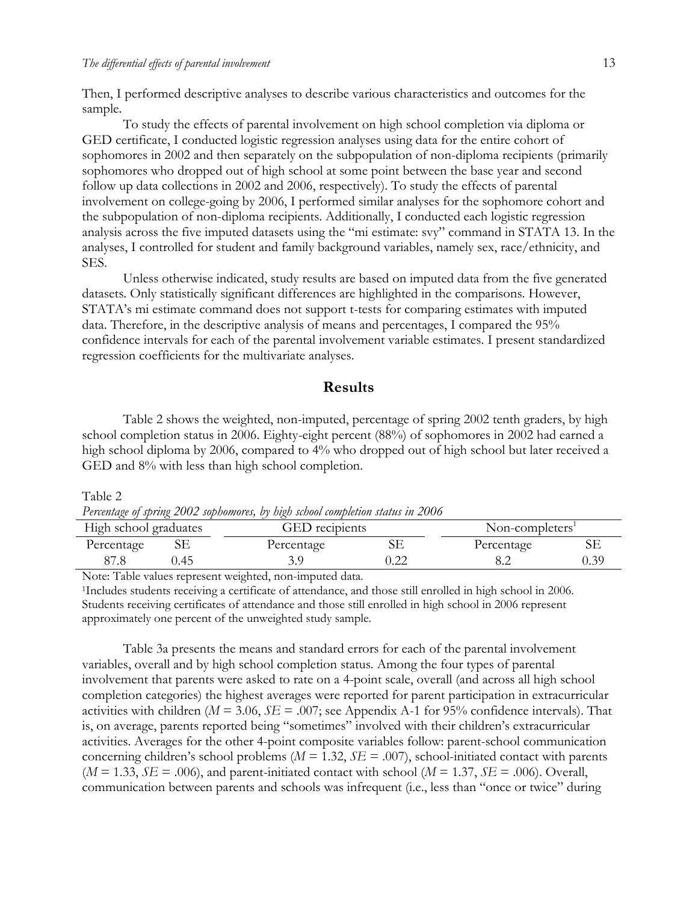Then, I performed descriptive analyses to describe various characteristics and outcomes for the sample.

To study the effects of parental involvement on high school completion via diploma or GED certificate, I conducted logistic regression analyses using data for the entire cohort of sophomores in 2002 and then separately on the subpopulation of non-diploma recipients (primarily sophomores who dropped out of high school at some point between the base year and second follow up data collections in 2002 and 2006, respectively). To study the effects of parental involvement on college-going by 2006, I performed similar analyses for the sophomore cohort and the subpopulation of non-diploma recipients. Additionally, I conducted each logistic regression analysis across the five imputed datasets using the "mi estimate: svy" command in STATA 13. In the analyses, I controlled for student and family background variables, namely sex, race/ethnicity, and SES.

Unless otherwise indicated, study results are based on imputed data from the five generated datasets. Only statistically significant differences are highlighted in the comparisons. However, STATA's mi estimate command does not support t-tests for comparing estimates with imputed data. Therefore, in the descriptive analysis of means and percentages, I compared the 95% confidence intervals for each of the parental involvement variable estimates. I present standardized regression coefficients for the multivariate analyses.

## Results

Table 2 shows the weighted, non-imputed, percentage of spring 2002 tenth graders, by high school completion status in 2006. Eighty-eight percent (88%) of sophomores in 2002 had earned a high school diploma by 2006, compared to 4% who dropped out of high school but later received a GED and 8% with less than high school completion.

Table 2

*Percentage of spring 2002 sophomores, by high school completion status in 2006*

| High school graduates | | GED recipients | | Non-completers[1] | |
|---|---|---|---|---|---|
| Percentage | SE | Percentage | SE | Percentage | SE |
| 87.8 | 0.45 | 3.9 | 0.22 | 8.2 | 0.39 |

Note: Table values represent weighted, non-imputed data.

[1]Includes students receiving a certificate of attendance, and those still enrolled in high school in 2006. Students receiving certificates of attendance and those still enrolled in high school in 2006 represent approximately one percent of the unweighted study sample.

Table 3a presents the means and standard errors for each of the parental involvement variables, overall and by high school completion status. Among the four types of parental involvement that parents were asked to rate on a 4-point scale, overall (and across all high school completion categories) the highest averages were reported for parent participation in extracurricular activities with children ($M$ = 3.06, $SE$ = .007; see Appendix A-1 for 95% confidence intervals). That is, on average, parents reported being "sometimes" involved with their children's extracurricular activities. Averages for the other 4-point composite variables follow: parent-school communication concerning children's school problems ($M$ = 1.32, $SE$ = .007), school-initiated contact with parents ($M$ = 1.33, $SE$ = .006), and parent-initiated contact with school ($M$ = 1.37, $SE$ = .006). Overall, communication between parents and schools was infrequent (i.e., less than "once or twice" during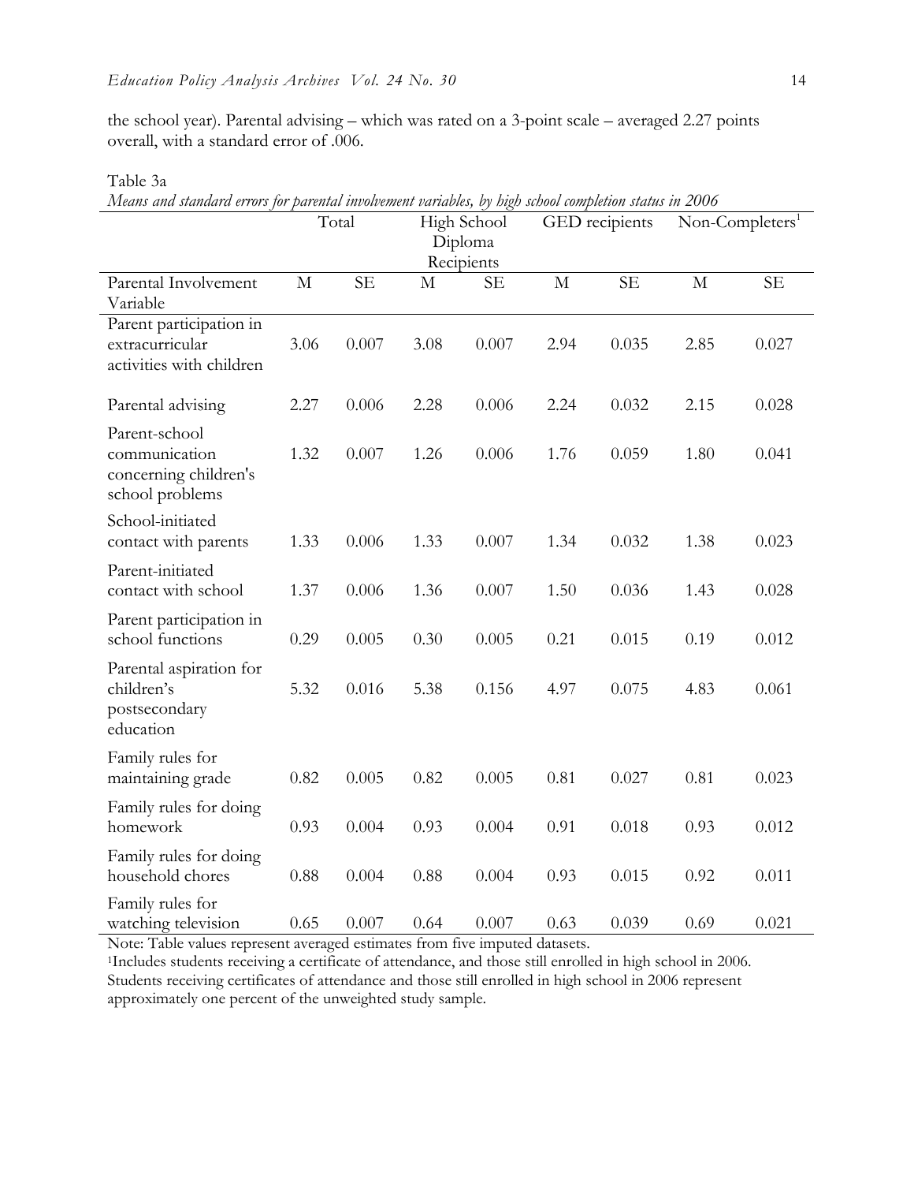the school year). Parental advising – which was rated on a 3-point scale – averaged 2.27 points overall, with a standard error of .006.

Table 3a

*Means and standard errors for parental involvement variables, by high school completion status in 2006*

| | Total | | High School Diploma Recipients | | GED recipients | | Non-Completers[1] | |
|---|---|---|---|---|---|---|---|---|
| Parental Involvement Variable | M | SE | M | SE | M | SE | M | SE |
| Parent participation in extracurricular activities with children | 3.06 | 0.007 | 3.08 | 0.007 | 2.94 | 0.035 | 2.85 | 0.027 |
| Parental advising | 2.27 | 0.006 | 2.28 | 0.006 | 2.24 | 0.032 | 2.15 | 0.028 |
| Parent-school communication concerning children's school problems | 1.32 | 0.007 | 1.26 | 0.006 | 1.76 | 0.059 | 1.80 | 0.041 |
| School-initiated contact with parents | 1.33 | 0.006 | 1.33 | 0.007 | 1.34 | 0.032 | 1.38 | 0.023 |
| Parent-initiated contact with school | 1.37 | 0.006 | 1.36 | 0.007 | 1.50 | 0.036 | 1.43 | 0.028 |
| Parent participation in school functions | 0.29 | 0.005 | 0.30 | 0.005 | 0.21 | 0.015 | 0.19 | 0.012 |
| Parental aspiration for children's postsecondary education | 5.32 | 0.016 | 5.38 | 0.156 | 4.97 | 0.075 | 4.83 | 0.061 |
| Family rules for maintaining grade | 0.82 | 0.005 | 0.82 | 0.005 | 0.81 | 0.027 | 0.81 | 0.023 |
| Family rules for doing homework | 0.93 | 0.004 | 0.93 | 0.004 | 0.91 | 0.018 | 0.93 | 0.012 |
| Family rules for doing household chores | 0.88 | 0.004 | 0.88 | 0.004 | 0.93 | 0.015 | 0.92 | 0.011 |
| Family rules for watching television | 0.65 | 0.007 | 0.64 | 0.007 | 0.63 | 0.039 | 0.69 | 0.021 |

Note: Table values represent averaged estimates from five imputed datasets.

[1]Includes students receiving a certificate of attendance, and those still enrolled in high school in 2006. Students receiving certificates of attendance and those still enrolled in high school in 2006 represent approximately one percent of the unweighted study sample.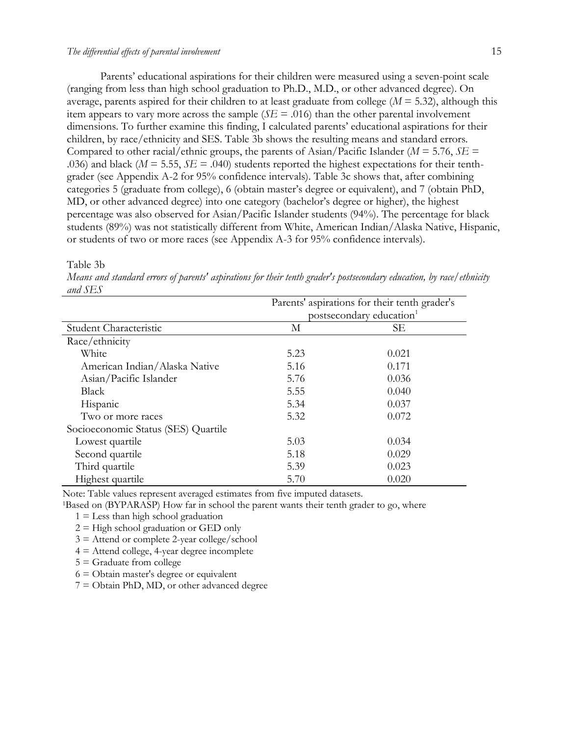Parents' educational aspirations for their children were measured using a seven-point scale (ranging from less than high school graduation to Ph.D., M.D., or other advanced degree). On average, parents aspired for their children to at least graduate from college ($M$ = 5.32), although this item appears to vary more across the sample ($SE$ = .016) than the other parental involvement dimensions. To further examine this finding, I calculated parents' educational aspirations for their children, by race/ethnicity and SES. Table 3b shows the resulting means and standard errors. Compared to other racial/ethnic groups, the parents of Asian/Pacific Islander ($M$ = 5.76, $SE$ = .036) and black ($M$ = 5.55, $SE$ = .040) students reported the highest expectations for their tenth-grader (see Appendix A-2 for 95% confidence intervals). Table 3c shows that, after combining categories 5 (graduate from college), 6 (obtain master's degree or equivalent), and 7 (obtain PhD, MD, or other advanced degree) into one category (bachelor's degree or higher), the highest percentage was also observed for Asian/Pacific Islander students (94%). The percentage for black students (89%) was not statistically different from White, American Indian/Alaska Native, Hispanic, or students of two or more races (see Appendix A-3 for 95% confidence intervals).

Table 3b

*Means and standard errors of parents' aspirations for their tenth grader's postsecondary education, by race/ethnicity and SES*

| | Parents' aspirations for their tenth grader's postsecondary education[1] | |
|---|---|---|
| Student Characteristic | M | SE |
| Race/ethnicity | | |
| White | 5.23 | 0.021 |
| American Indian/Alaska Native | 5.16 | 0.171 |
| Asian/Pacific Islander | 5.76 | 0.036 |
| Black | 5.55 | 0.040 |
| Hispanic | 5.34 | 0.037 |
| Two or more races | 5.32 | 0.072 |
| Socioeconomic Status (SES) Quartile | | |
| Lowest quartile | 5.03 | 0.034 |
| Second quartile | 5.18 | 0.029 |
| Third quartile | 5.39 | 0.023 |
| Highest quartile | 5.70 | 0.020 |

Note: Table values represent averaged estimates from five imputed datasets.

[1]Based on (BYPARASP) How far in school the parent wants their tenth grader to go, where

1 = Less than high school graduation
2 = High school graduation or GED only
3 = Attend or complete 2-year college/school
4 = Attend college, 4-year degree incomplete
5 = Graduate from college
6 = Obtain master's degree or equivalent
7 = Obtain PhD, MD, or other advanced degree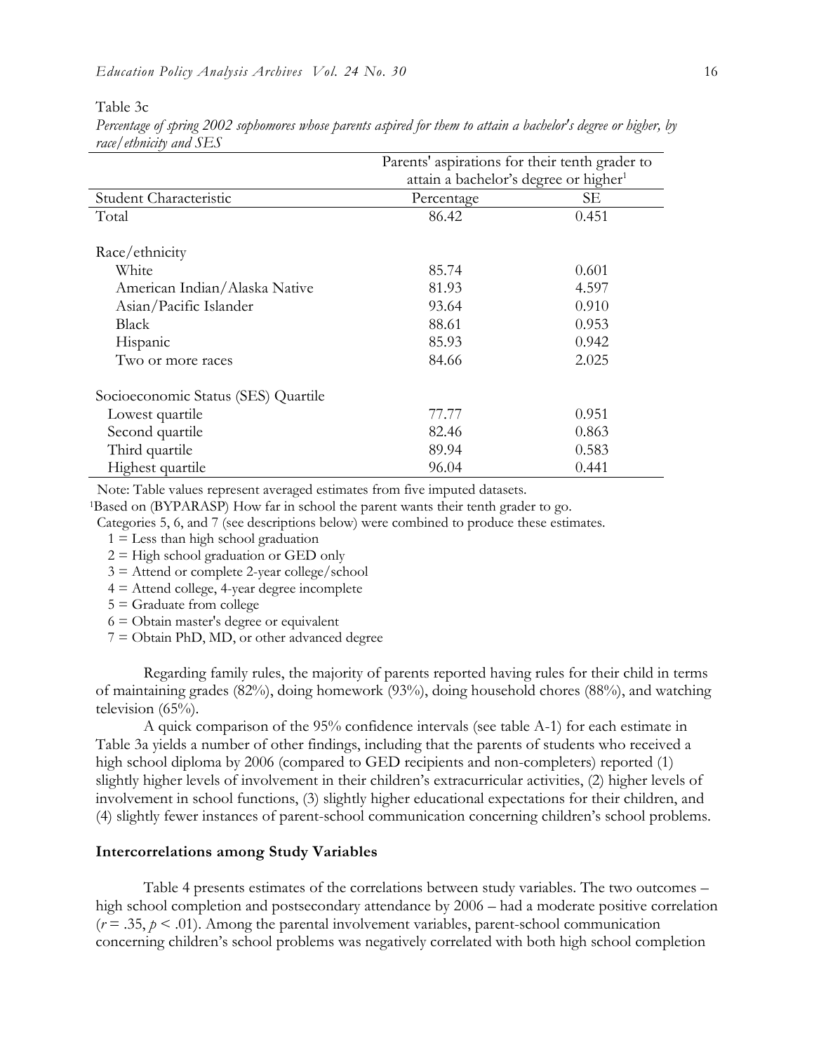Table 3c

*Percentage of spring 2002 sophomores whose parents aspired for them to attain a bachelor's degree or higher, by race/ethnicity and SES*

| | Parents' aspirations for their tenth grader to attain a bachelor's degree or higher[1] | |
|---|---|---|
| Student Characteristic | Percentage | SE |
| Total | 86.42 | 0.451 |
| | | |
| Race/ethnicity | | |
| White | 85.74 | 0.601 |
| American Indian/Alaska Native | 81.93 | 4.597 |
| Asian/Pacific Islander | 93.64 | 0.910 |
| Black | 88.61 | 0.953 |
| Hispanic | 85.93 | 0.942 |
| Two or more races | 84.66 | 2.025 |
| | | |
| Socioeconomic Status (SES) Quartile | | |
| Lowest quartile | 77.77 | 0.951 |
| Second quartile | 82.46 | 0.863 |
| Third quartile | 89.94 | 0.583 |
| Highest quartile | 96.04 | 0.441 |

Note: Table values represent averaged estimates from five imputed datasets.

[1]Based on (BYPARASP) How far in school the parent wants their tenth grader to go.

Categories 5, 6, and 7 (see descriptions below) were combined to produce these estimates.

1 = Less than high school graduation
2 = High school graduation or GED only
3 = Attend or complete 2-year college/school
4 = Attend college, 4-year degree incomplete
5 = Graduate from college
6 = Obtain master's degree or equivalent
7 = Obtain PhD, MD, or other advanced degree

Regarding family rules, the majority of parents reported having rules for their child in terms of maintaining grades (82%), doing homework (93%), doing household chores (88%), and watching television (65%).

A quick comparison of the 95% confidence intervals (see table A-1) for each estimate in Table 3a yields a number of other findings, including that the parents of students who received a high school diploma by 2006 (compared to GED recipients and non-completers) reported (1) slightly higher levels of involvement in their children's extracurricular activities, (2) higher levels of involvement in school functions, (3) slightly higher educational expectations for their children, and (4) slightly fewer instances of parent-school communication concerning children's school problems.

**Intercorrelations among Study Variables**

Table 4 presents estimates of the correlations between study variables. The two outcomes – high school completion and postsecondary attendance by 2006 – had a moderate positive correlation ($r = .35$, $p < .01$). Among the parental involvement variables, parent-school communication concerning children's school problems was negatively correlated with both high school completion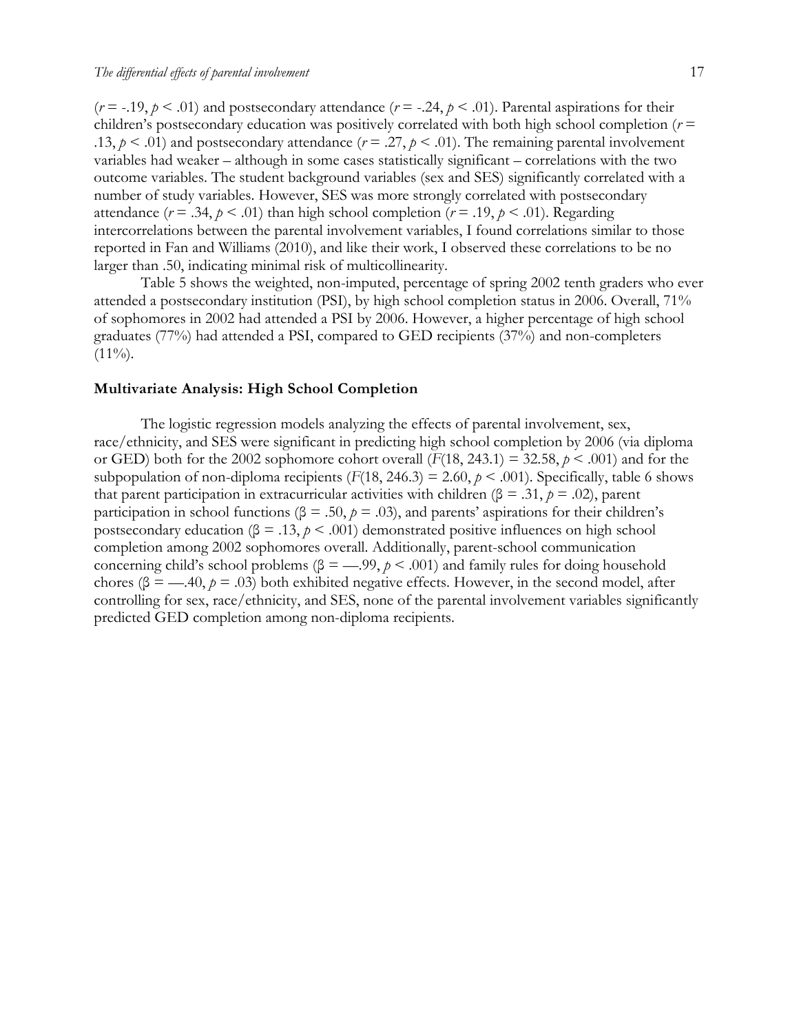($r = -.19, p < .01$) and postsecondary attendance ($r = -.24, p < .01$). Parental aspirations for their children's postsecondary education was positively correlated with both high school completion ($r = .13, p < .01$) and postsecondary attendance ($r = .27, p < .01$). The remaining parental involvement variables had weaker – although in some cases statistically significant – correlations with the two outcome variables. The student background variables (sex and SES) significantly correlated with a number of study variables. However, SES was more strongly correlated with postsecondary attendance ($r = .34, p < .01$) than high school completion ($r = .19, p < .01$). Regarding intercorrelations between the parental involvement variables, I found correlations similar to those reported in Fan and Williams (2010), and like their work, I observed these correlations to be no larger than .50, indicating minimal risk of multicollinearity.

Table 5 shows the weighted, non-imputed, percentage of spring 2002 tenth graders who ever attended a postsecondary institution (PSI), by high school completion status in 2006. Overall, 71% of sophomores in 2002 had attended a PSI by 2006. However, a higher percentage of high school graduates (77%) had attended a PSI, compared to GED recipients (37%) and non-completers (11%).

### Multivariate Analysis: High School Completion

The logistic regression models analyzing the effects of parental involvement, sex, race/ethnicity, and SES were significant in predicting high school completion by 2006 (via diploma or GED) both for the 2002 sophomore cohort overall ($F(18, 243.1) = 32.58, p < .001$) and for the subpopulation of non-diploma recipients ($F(18, 246.3) = 2.60, p < .001$). Specifically, table 6 shows that parent participation in extracurricular activities with children ($\beta = .31, p = .02$), parent participation in school functions ($\beta = .50, p = .03$), and parents' aspirations for their children's postsecondary education ($\beta = .13, p < .001$) demonstrated positive influences on high school completion among 2002 sophomores overall. Additionally, parent-school communication concerning child's school problems ($\beta = —.99, p < .001$) and family rules for doing household chores ($\beta = —.40, p = .03$) both exhibited negative effects. However, in the second model, after controlling for sex, race/ethnicity, and SES, none of the parental involvement variables significantly predicted GED completion among non-diploma recipients.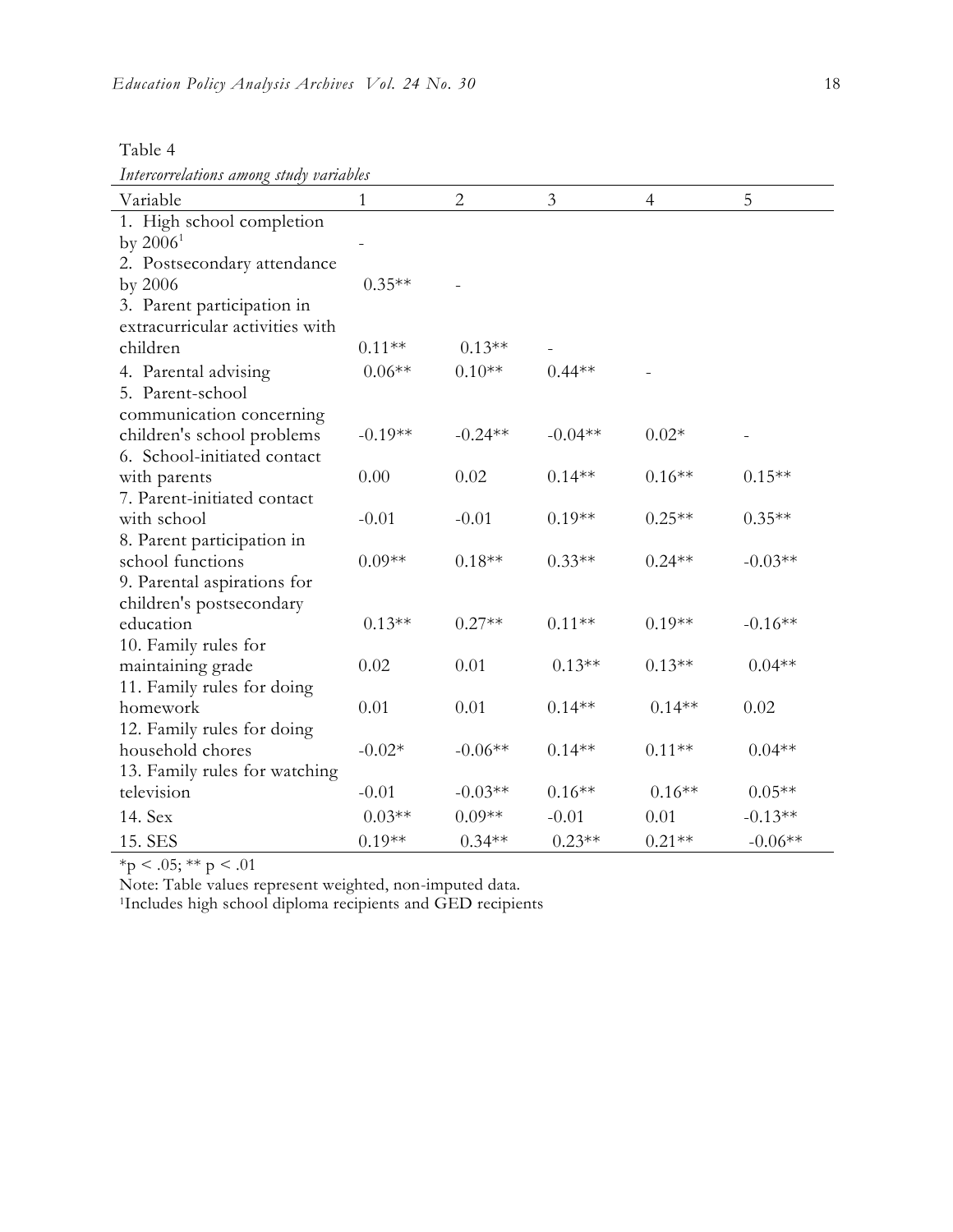Table 4

*Intercorrelations among study variables*

| Variable | 1 | 2 | 3 | 4 | 5 |
|---|---|---|---|---|---|
| 1. High school completion by 2006[1] | - | | | | |
| 2. Postsecondary attendance by 2006 | 0.35** | - | | | |
| 3. Parent participation in extracurricular activities with children | 0.11** | 0.13** | - | | |
| 4. Parental advising | 0.06** | 0.10** | 0.44** | - | |
| 5. Parent-school communication concerning children's school problems | -0.19** | -0.24** | -0.04** | 0.02* | - |
| 6. School-initiated contact with parents | 0.00 | 0.02 | 0.14** | 0.16** | 0.15** |
| 7. Parent-initiated contact with school | -0.01 | -0.01 | 0.19** | 0.25** | 0.35** |
| 8. Parent participation in school functions | 0.09** | 0.18** | 0.33** | 0.24** | -0.03** |
| 9. Parental aspirations for children's postsecondary education | 0.13** | 0.27** | 0.11** | 0.19** | -0.16** |
| 10. Family rules for maintaining grade | 0.02 | 0.01 | 0.13** | 0.13** | 0.04** |
| 11. Family rules for doing homework | 0.01 | 0.01 | 0.14** | 0.14** | 0.02 |
| 12. Family rules for doing household chores | -0.02* | -0.06** | 0.14** | 0.11** | 0.04** |
| 13. Family rules for watching television | -0.01 | -0.03** | 0.16** | 0.16** | 0.05** |
| 14. Sex | 0.03** | 0.09** | -0.01 | 0.01 | -0.13** |
| 15. SES | 0.19** | 0.34** | 0.23** | 0.21** | -0.06** |

*p < .05; ** p < .01

Note: Table values represent weighted, non-imputed data.

[1]Includes high school diploma recipients and GED recipients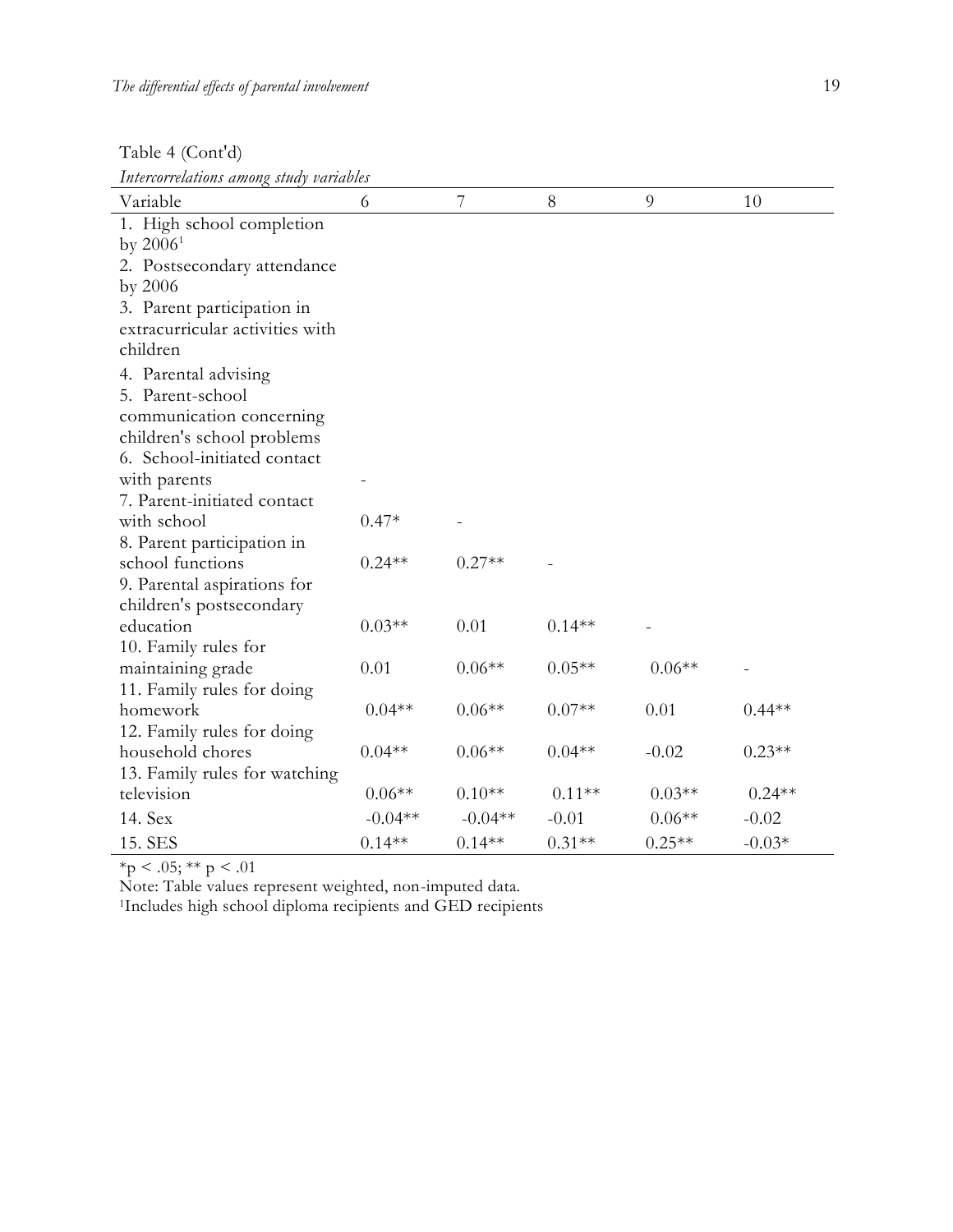Table 4 (Cont'd)

*Intercorrelations among study variables*

| Variable | 6 | 7 | 8 | 9 | 10 |
|---|---|---|---|---|---|
| 1. High school completion by 2006[1] | | | | | |
| 2. Postsecondary attendance by 2006 | | | | | |
| 3. Parent participation in extracurricular activities with children | | | | | |
| 4. Parental advising | | | | | |
| 5. Parent-school communication concerning children's school problems | | | | | |
| 6. School-initiated contact with parents | - | | | | |
| 7. Parent-initiated contact with school | 0.47* | - | | | |
| 8. Parent participation in school functions | 0.24** | 0.27** | - | | |
| 9. Parental aspirations for children's postsecondary education | 0.03** | 0.01 | 0.14** | - | |
| 10. Family rules for maintaining grade | 0.01 | 0.06** | 0.05** | 0.06** | - |
| 11. Family rules for doing homework | 0.04** | 0.06** | 0.07** | 0.01 | 0.44** |
| 12. Family rules for doing household chores | 0.04** | 0.06** | 0.04** | -0.02 | 0.23** |
| 13. Family rules for watching television | 0.06** | 0.10** | 0.11** | 0.03** | 0.24** |
| 14. Sex | -0.04** | -0.04** | -0.01 | 0.06** | -0.02 |
| 15. SES | 0.14** | 0.14** | 0.31** | 0.25** | -0.03* |

*p < .05; ** p < .01

Note: Table values represent weighted, non-imputed data.

[1]Includes high school diploma recipients and GED recipients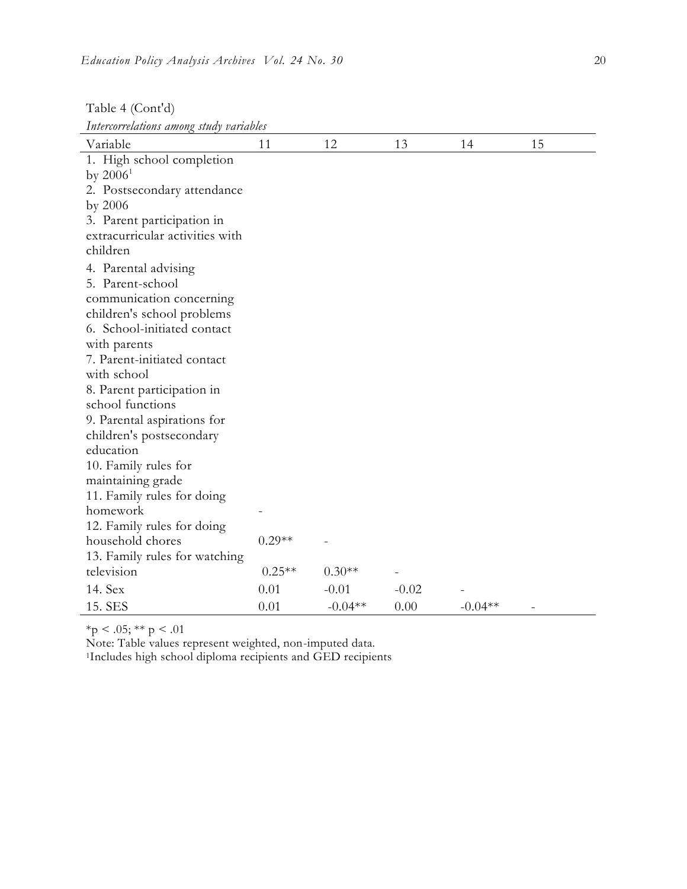Table 4 (Cont'd)

*Intercorrelations among study variables*

| Variable | 11 | 12 | 13 | 14 | 15 |
|---|---|---|---|---|---|
| 1. High school completion by 2006[1] | | | | | |
| 2. Postsecondary attendance by 2006 | | | | | |
| 3. Parent participation in extracurricular activities with children | | | | | |
| 4. Parental advising | | | | | |
| 5. Parent-school communication concerning children's school problems | | | | | |
| 6. School-initiated contact with parents | | | | | |
| 7. Parent-initiated contact with school | | | | | |
| 8. Parent participation in school functions | | | | | |
| 9. Parental aspirations for children's postsecondary education | | | | | |
| 10. Family rules for maintaining grade | | | | | |
| 11. Family rules for doing homework | - | | | | |
| 12. Family rules for doing household chores | 0.29** | - | | | |
| 13. Family rules for watching television | 0.25** | 0.30** | - | | |
| 14. Sex | 0.01 | -0.01 | -0.02 | - | |
| 15. SES | 0.01 | -0.04** | 0.00 | -0.04** | - |

*p < .05; ** p < .01

Note: Table values represent weighted, non-imputed data.

[1]Includes high school diploma recipients and GED recipients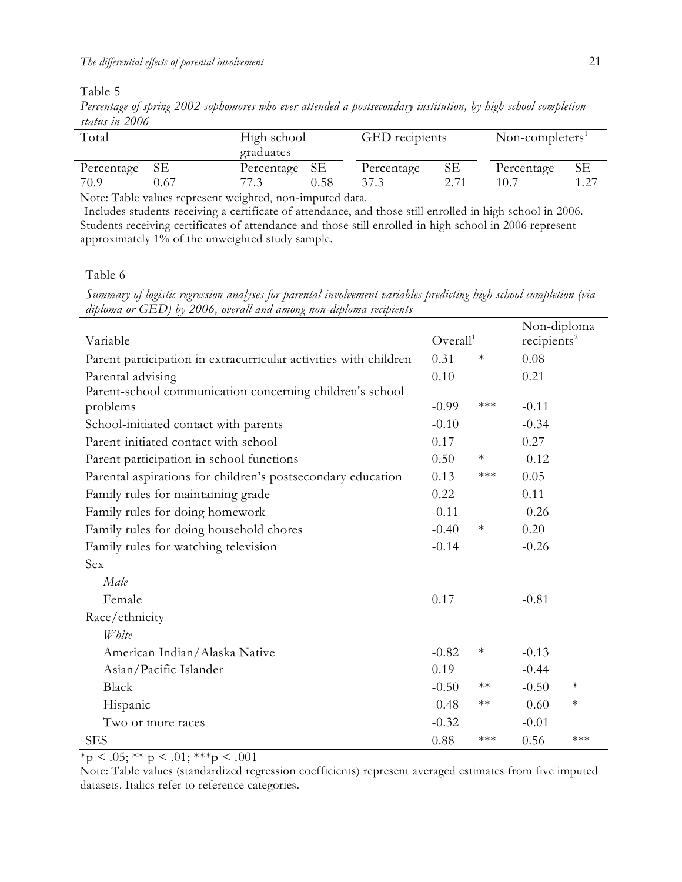Table 5

*Percentage of spring 2002 sophomores who ever attended a postsecondary institution, by high school completion status in 2006*

| Total | | High school graduates | | GED recipients | | Non-completers[1] | |
|---|---|---|---|---|---|---|---|
| Percentage | SE | Percentage | SE | Percentage | SE | Percentage | SE |
| 70.9 | 0.67 | 77.3 | 0.58 | 37.3 | 2.71 | 10.7 | 1.27 |

Note: Table values represent weighted, non-imputed data.

[1]Includes students receiving a certificate of attendance, and those still enrolled in high school in 2006. Students receiving certificates of attendance and those still enrolled in high school in 2006 represent approximately 1% of the unweighted study sample.

Table 6

*Summary of logistic regression analyses for parental involvement variables predicting high school completion (via diploma or GED) by 2006, overall and among non-diploma recipients*

| Variable | Overall[1] | | Non-diploma recipients[2] | |
|---|---|---|---|---|
| Parent participation in extracurricular activities with children | 0.31 | * | 0.08 | |
| Parental advising | 0.10 | | 0.21 | |
| Parent-school communication concerning children's school problems | -0.99 | *** | -0.11 | |
| School-initiated contact with parents | -0.10 | | -0.34 | |
| Parent-initiated contact with school | 0.17 | | 0.27 | |
| Parent participation in school functions | 0.50 | * | -0.12 | |
| Parental aspirations for children's postsecondary education | 0.13 | *** | 0.05 | |
| Family rules for maintaining grade | 0.22 | | 0.11 | |
| Family rules for doing homework | -0.11 | | -0.26 | |
| Family rules for doing household chores | -0.40 | * | 0.20 | |
| Family rules for watching television | -0.14 | | -0.26 | |
| Sex | | | | |
| *Male* | | | | |
| Female | 0.17 | | -0.81 | |
| Race/ethnicity | | | | |
| *White* | | | | |
| American Indian/Alaska Native | -0.82 | * | -0.13 | |
| Asian/Pacific Islander | 0.19 | | -0.44 | |
| Black | -0.50 | ** | -0.50 | * |
| Hispanic | -0.48 | ** | -0.60 | * |
| Two or more races | -0.32 | | -0.01 | |
| SES | 0.88 | *** | 0.56 | *** |

*$p < .05$; ** $p < .01$; ***$p < .001$

Note: Table values (standardized regression coefficients) represent averaged estimates from five imputed datasets. Italics refer to reference categories.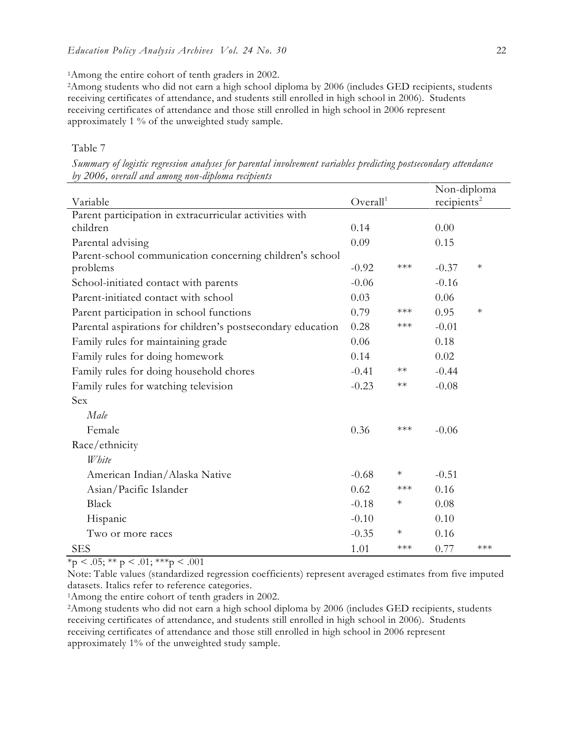[1]Among the entire cohort of tenth graders in 2002.
[2]Among students who did not earn a high school diploma by 2006 (includes GED recipients, students receiving certificates of attendance, and students still enrolled in high school in 2006). Students receiving certificates of attendance and those still enrolled in high school in 2006 represent approximately 1 % of the unweighted study sample.

Table 7

*Summary of logistic regression analyses for parental involvement variables predicting postsecondary attendance by 2006, overall and among non-diploma recipients*

| Variable | Overall[1] | | Non-diploma recipients[2] | |
|---|---|---|---|---|
| Parent participation in extracurricular activities with children | 0.14 | | 0.00 | |
| Parental advising | 0.09 | | 0.15 | |
| Parent-school communication concerning children's school problems | -0.92 | *** | -0.37 | * |
| School-initiated contact with parents | -0.06 | | -0.16 | |
| Parent-initiated contact with school | 0.03 | | 0.06 | |
| Parent participation in school functions | 0.79 | *** | 0.95 | * |
| Parental aspirations for children's postsecondary education | 0.28 | *** | -0.01 | |
| Family rules for maintaining grade | 0.06 | | 0.18 | |
| Family rules for doing homework | 0.14 | | 0.02 | |
| Family rules for doing household chores | -0.41 | ** | -0.44 | |
| Family rules for watching television | -0.23 | ** | -0.08 | |
| Sex | | | | |
| *Male* | | | | |
| Female | 0.36 | *** | -0.06 | |
| Race/ethnicity | | | | |
| *White* | | | | |
| American Indian/Alaska Native | -0.68 | * | -0.51 | |
| Asian/Pacific Islander | 0.62 | *** | 0.16 | |
| Black | -0.18 | * | 0.08 | |
| Hispanic | -0.10 | | 0.10 | |
| Two or more races | -0.35 | * | 0.16 | |
| SES | 1.01 | *** | 0.77 | *** |

*p < .05; ** p < .01; ***p < .001

Note: Table values (standardized regression coefficients) represent averaged estimates from five imputed datasets. Italics refer to reference categories.

[1]Among the entire cohort of tenth graders in 2002.
[2]Among students who did not earn a high school diploma by 2006 (includes GED recipients, students receiving certificates of attendance, and students still enrolled in high school in 2006). Students receiving certificates of attendance and those still enrolled in high school in 2006 represent approximately 1% of the unweighted study sample.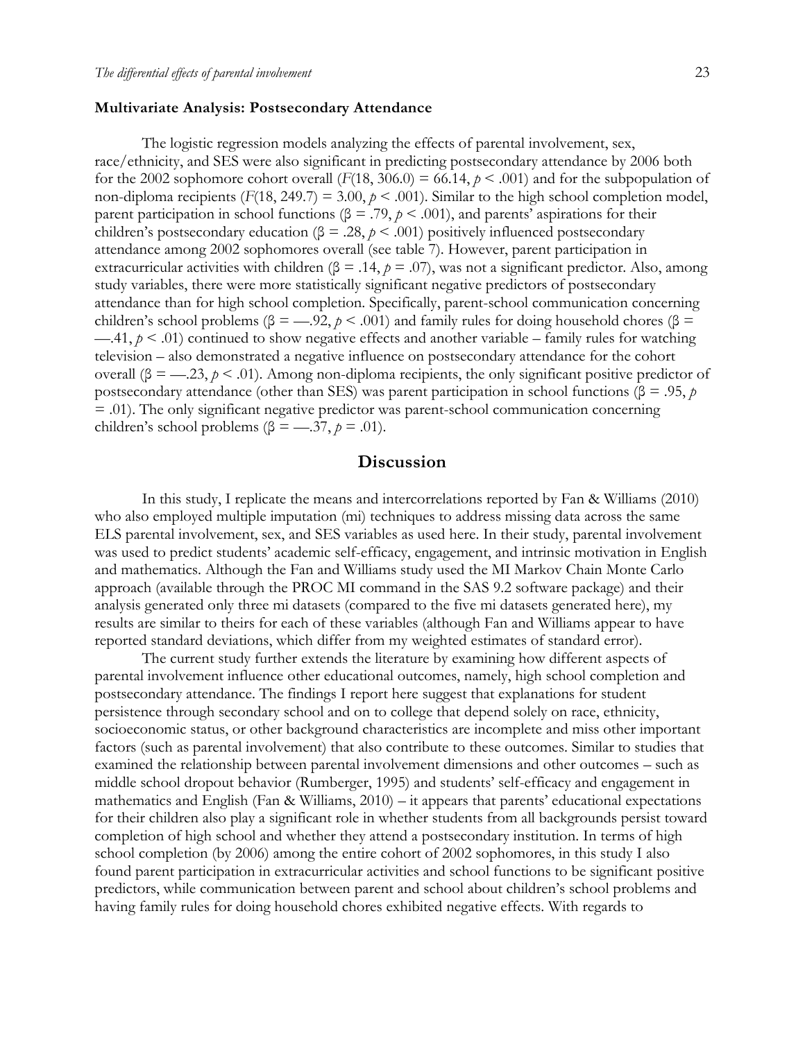### Multivariate Analysis: Postsecondary Attendance

The logistic regression models analyzing the effects of parental involvement, sex, race/ethnicity, and SES were also significant in predicting postsecondary attendance by 2006 both for the 2002 sophomore cohort overall ($F(18, 306.0) = 66.14$, $p < .001$) and for the subpopulation of non-diploma recipients ($F(18, 249.7) = 3.00$, $p < .001$). Similar to the high school completion model, parent participation in school functions ($\beta = .79$, $p < .001$), and parents' aspirations for their children's postsecondary education ($\beta = .28$, $p < .001$) positively influenced postsecondary attendance among 2002 sophomores overall (see table 7). However, parent participation in extracurricular activities with children ($\beta = .14$, $p = .07$), was not a significant predictor. Also, among study variables, there were more statistically significant negative predictors of postsecondary attendance than for high school completion. Specifically, parent-school communication concerning children's school problems ($\beta = —.92$, $p < .001$) and family rules for doing household chores ($\beta = —.41$, $p < .01$) continued to show negative effects and another variable – family rules for watching television – also demonstrated a negative influence on postsecondary attendance for the cohort overall ($\beta = —.23$, $p < .01$). Among non-diploma recipients, the only significant positive predictor of postsecondary attendance (other than SES) was parent participation in school functions ($\beta = .95$, $p = .01$). The only significant negative predictor was parent-school communication concerning children's school problems ($\beta = —.37$, $p = .01$).

## Discussion

In this study, I replicate the means and intercorrelations reported by Fan & Williams (2010) who also employed multiple imputation (mi) techniques to address missing data across the same ELS parental involvement, sex, and SES variables as used here. In their study, parental involvement was used to predict students' academic self-efficacy, engagement, and intrinsic motivation in English and mathematics. Although the Fan and Williams study used the MI Markov Chain Monte Carlo approach (available through the PROC MI command in the SAS 9.2 software package) and their analysis generated only three mi datasets (compared to the five mi datasets generated here), my results are similar to theirs for each of these variables (although Fan and Williams appear to have reported standard deviations, which differ from my weighted estimates of standard error).

The current study further extends the literature by examining how different aspects of parental involvement influence other educational outcomes, namely, high school completion and postsecondary attendance. The findings I report here suggest that explanations for student persistence through secondary school and on to college that depend solely on race, ethnicity, socioeconomic status, or other background characteristics are incomplete and miss other important factors (such as parental involvement) that also contribute to these outcomes. Similar to studies that examined the relationship between parental involvement dimensions and other outcomes – such as middle school dropout behavior (Rumberger, 1995) and students' self-efficacy and engagement in mathematics and English (Fan & Williams, 2010) – it appears that parents' educational expectations for their children also play a significant role in whether students from all backgrounds persist toward completion of high school and whether they attend a postsecondary institution. In terms of high school completion (by 2006) among the entire cohort of 2002 sophomores, in this study I also found parent participation in extracurricular activities and school functions to be significant positive predictors, while communication between parent and school about children's school problems and having family rules for doing household chores exhibited negative effects. With regards to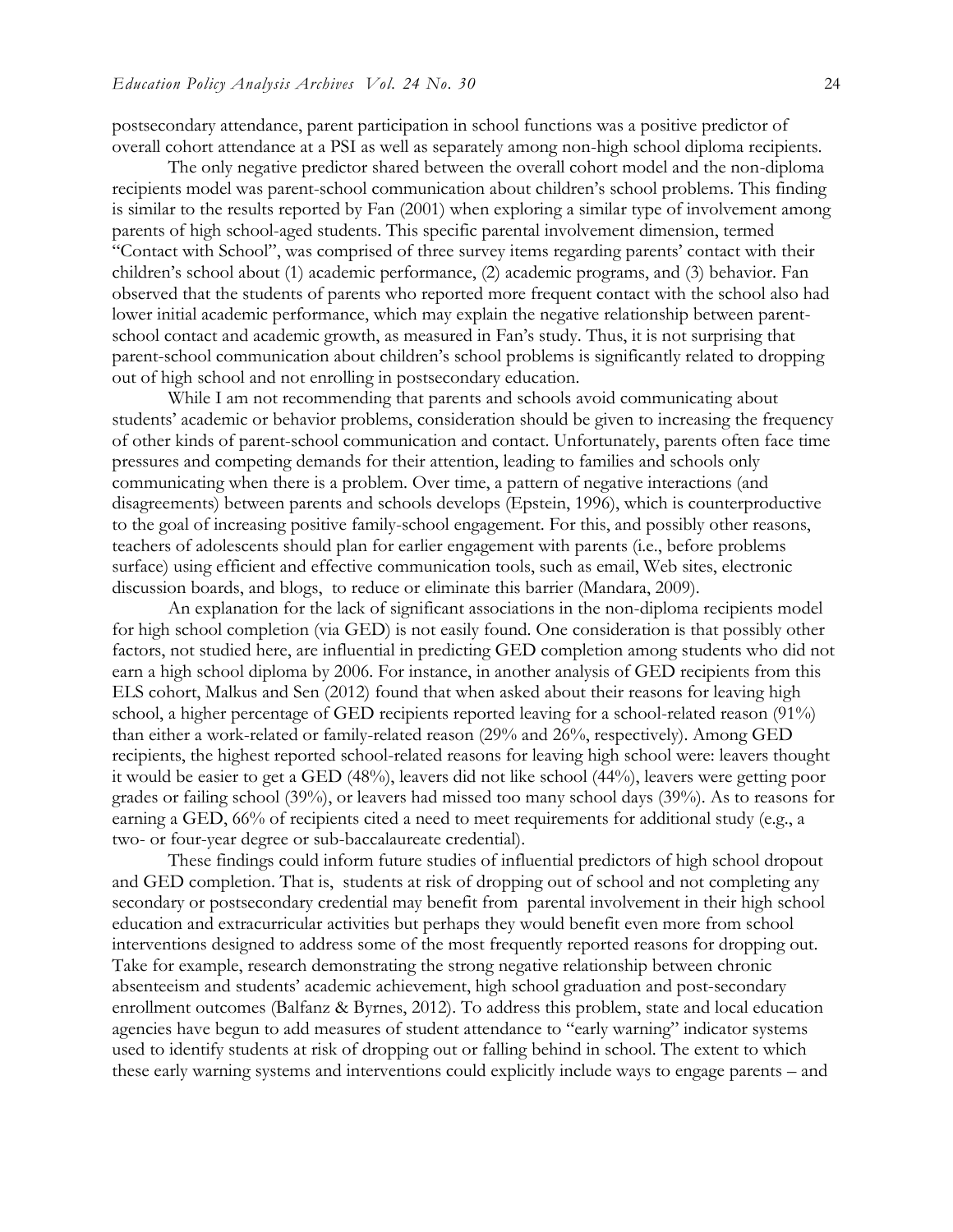postsecondary attendance, parent participation in school functions was a positive predictor of overall cohort attendance at a PSI as well as separately among non-high school diploma recipients.

The only negative predictor shared between the overall cohort model and the non-diploma recipients model was parent-school communication about children's school problems. This finding is similar to the results reported by Fan (2001) when exploring a similar type of involvement among parents of high school-aged students. This specific parental involvement dimension, termed "Contact with School", was comprised of three survey items regarding parents' contact with their children's school about (1) academic performance, (2) academic programs, and (3) behavior. Fan observed that the students of parents who reported more frequent contact with the school also had lower initial academic performance, which may explain the negative relationship between parent-school contact and academic growth, as measured in Fan's study. Thus, it is not surprising that parent-school communication about children's school problems is significantly related to dropping out of high school and not enrolling in postsecondary education.

While I am not recommending that parents and schools avoid communicating about students' academic or behavior problems, consideration should be given to increasing the frequency of other kinds of parent-school communication and contact. Unfortunately, parents often face time pressures and competing demands for their attention, leading to families and schools only communicating when there is a problem. Over time, a pattern of negative interactions (and disagreements) between parents and schools develops (Epstein, 1996), which is counterproductive to the goal of increasing positive family-school engagement. For this, and possibly other reasons, teachers of adolescents should plan for earlier engagement with parents (i.e., before problems surface) using efficient and effective communication tools, such as email, Web sites, electronic discussion boards, and blogs, to reduce or eliminate this barrier (Mandara, 2009).

An explanation for the lack of significant associations in the non-diploma recipients model for high school completion (via GED) is not easily found. One consideration is that possibly other factors, not studied here, are influential in predicting GED completion among students who did not earn a high school diploma by 2006. For instance, in another analysis of GED recipients from this ELS cohort, Malkus and Sen (2012) found that when asked about their reasons for leaving high school, a higher percentage of GED recipients reported leaving for a school-related reason (91%) than either a work-related or family-related reason (29% and 26%, respectively). Among GED recipients, the highest reported school-related reasons for leaving high school were: leavers thought it would be easier to get a GED (48%), leavers did not like school (44%), leavers were getting poor grades or failing school (39%), or leavers had missed too many school days (39%). As to reasons for earning a GED, 66% of recipients cited a need to meet requirements for additional study (e.g., a two- or four-year degree or sub-baccalaureate credential).

These findings could inform future studies of influential predictors of high school dropout and GED completion. That is, students at risk of dropping out of school and not completing any secondary or postsecondary credential may benefit from parental involvement in their high school education and extracurricular activities but perhaps they would benefit even more from school interventions designed to address some of the most frequently reported reasons for dropping out. Take for example, research demonstrating the strong negative relationship between chronic absenteeism and students' academic achievement, high school graduation and post-secondary enrollment outcomes (Balfanz & Byrnes, 2012). To address this problem, state and local education agencies have begun to add measures of student attendance to "early warning" indicator systems used to identify students at risk of dropping out or falling behind in school. The extent to which these early warning systems and interventions could explicitly include ways to engage parents – and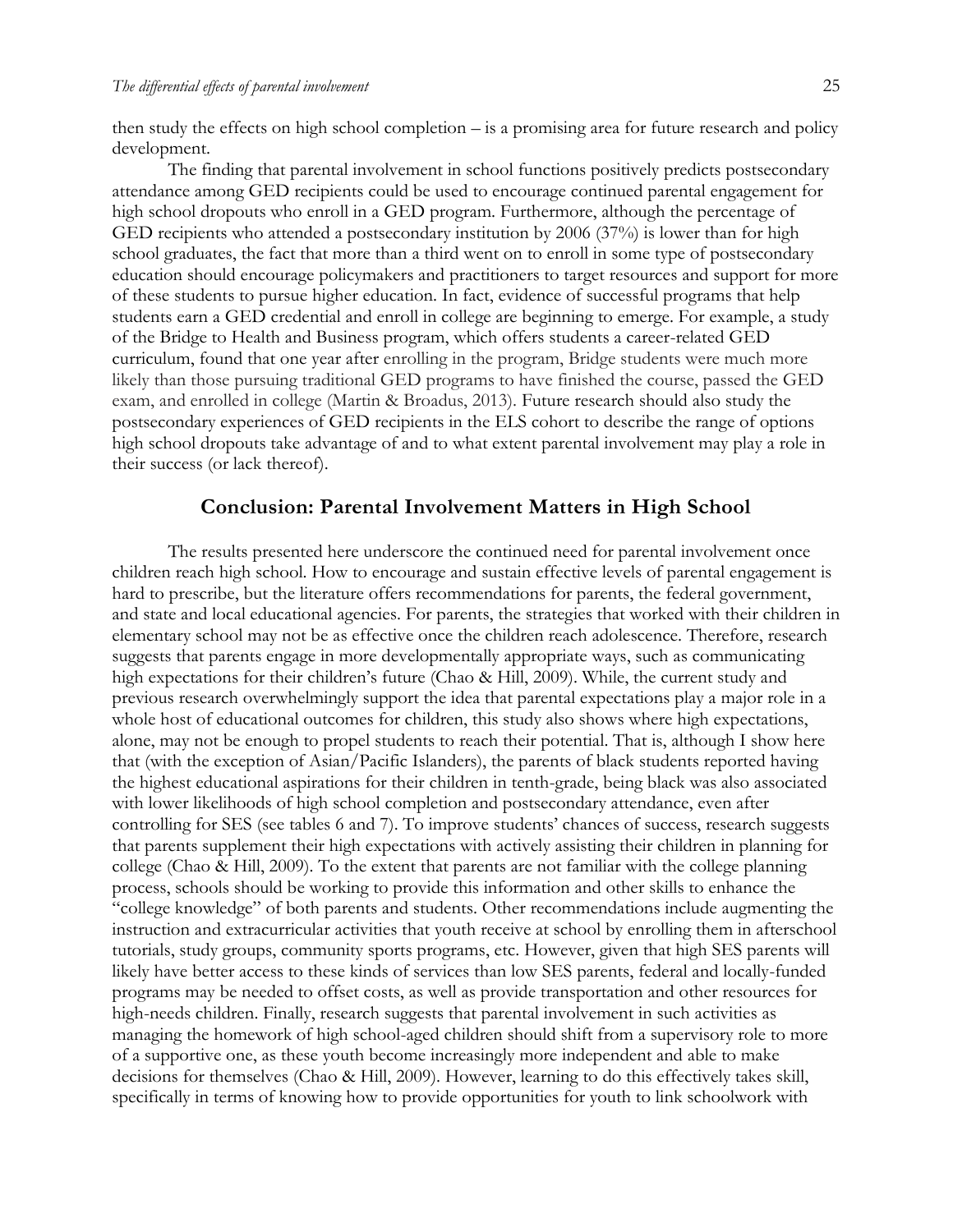then study the effects on high school completion – is a promising area for future research and policy development.

The finding that parental involvement in school functions positively predicts postsecondary attendance among GED recipients could be used to encourage continued parental engagement for high school dropouts who enroll in a GED program. Furthermore, although the percentage of GED recipients who attended a postsecondary institution by 2006 (37%) is lower than for high school graduates, the fact that more than a third went on to enroll in some type of postsecondary education should encourage policymakers and practitioners to target resources and support for more of these students to pursue higher education. In fact, evidence of successful programs that help students earn a GED credential and enroll in college are beginning to emerge. For example, a study of the Bridge to Health and Business program, which offers students a career-related GED curriculum, found that one year after enrolling in the program, Bridge students were much more likely than those pursuing traditional GED programs to have finished the course, passed the GED exam, and enrolled in college (Martin & Broadus, 2013). Future research should also study the postsecondary experiences of GED recipients in the ELS cohort to describe the range of options high school dropouts take advantage of and to what extent parental involvement may play a role in their success (or lack thereof).

## Conclusion: Parental Involvement Matters in High School

The results presented here underscore the continued need for parental involvement once children reach high school. How to encourage and sustain effective levels of parental engagement is hard to prescribe, but the literature offers recommendations for parents, the federal government, and state and local educational agencies. For parents, the strategies that worked with their children in elementary school may not be as effective once the children reach adolescence. Therefore, research suggests that parents engage in more developmentally appropriate ways, such as communicating high expectations for their children's future (Chao & Hill, 2009). While, the current study and previous research overwhelmingly support the idea that parental expectations play a major role in a whole host of educational outcomes for children, this study also shows where high expectations, alone, may not be enough to propel students to reach their potential. That is, although I show here that (with the exception of Asian/Pacific Islanders), the parents of black students reported having the highest educational aspirations for their children in tenth-grade, being black was also associated with lower likelihoods of high school completion and postsecondary attendance, even after controlling for SES (see tables 6 and 7). To improve students' chances of success, research suggests that parents supplement their high expectations with actively assisting their children in planning for college (Chao & Hill, 2009). To the extent that parents are not familiar with the college planning process, schools should be working to provide this information and other skills to enhance the "college knowledge" of both parents and students. Other recommendations include augmenting the instruction and extracurricular activities that youth receive at school by enrolling them in afterschool tutorials, study groups, community sports programs, etc. However, given that high SES parents will likely have better access to these kinds of services than low SES parents, federal and locally-funded programs may be needed to offset costs, as well as provide transportation and other resources for high-needs children. Finally, research suggests that parental involvement in such activities as managing the homework of high school-aged children should shift from a supervisory role to more of a supportive one, as these youth become increasingly more independent and able to make decisions for themselves (Chao & Hill, 2009). However, learning to do this effectively takes skill, specifically in terms of knowing how to provide opportunities for youth to link schoolwork with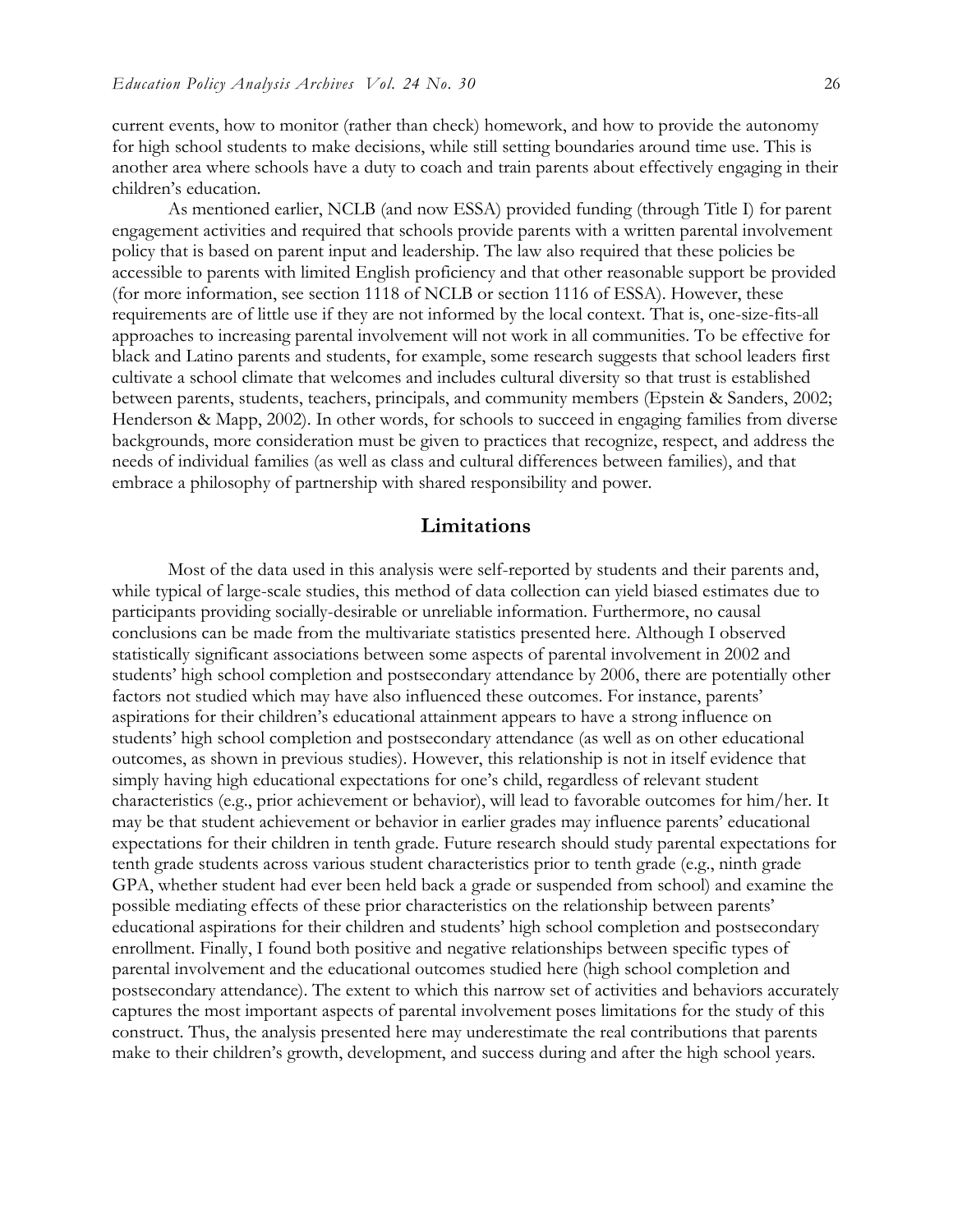current events, how to monitor (rather than check) homework, and how to provide the autonomy for high school students to make decisions, while still setting boundaries around time use. This is another area where schools have a duty to coach and train parents about effectively engaging in their children's education.

As mentioned earlier, NCLB (and now ESSA) provided funding (through Title I) for parent engagement activities and required that schools provide parents with a written parental involvement policy that is based on parent input and leadership. The law also required that these policies be accessible to parents with limited English proficiency and that other reasonable support be provided (for more information, see section 1118 of NCLB or section 1116 of ESSA). However, these requirements are of little use if they are not informed by the local context. That is, one-size-fits-all approaches to increasing parental involvement will not work in all communities. To be effective for black and Latino parents and students, for example, some research suggests that school leaders first cultivate a school climate that welcomes and includes cultural diversity so that trust is established between parents, students, teachers, principals, and community members (Epstein & Sanders, 2002; Henderson & Mapp, 2002). In other words, for schools to succeed in engaging families from diverse backgrounds, more consideration must be given to practices that recognize, respect, and address the needs of individual families (as well as class and cultural differences between families), and that embrace a philosophy of partnership with shared responsibility and power.

## Limitations

Most of the data used in this analysis were self-reported by students and their parents and, while typical of large-scale studies, this method of data collection can yield biased estimates due to participants providing socially-desirable or unreliable information. Furthermore, no causal conclusions can be made from the multivariate statistics presented here. Although I observed statistically significant associations between some aspects of parental involvement in 2002 and students' high school completion and postsecondary attendance by 2006, there are potentially other factors not studied which may have also influenced these outcomes. For instance, parents' aspirations for their children's educational attainment appears to have a strong influence on students' high school completion and postsecondary attendance (as well as on other educational outcomes, as shown in previous studies). However, this relationship is not in itself evidence that simply having high educational expectations for one's child, regardless of relevant student characteristics (e.g., prior achievement or behavior), will lead to favorable outcomes for him/her. It may be that student achievement or behavior in earlier grades may influence parents' educational expectations for their children in tenth grade. Future research should study parental expectations for tenth grade students across various student characteristics prior to tenth grade (e.g., ninth grade GPA, whether student had ever been held back a grade or suspended from school) and examine the possible mediating effects of these prior characteristics on the relationship between parents' educational aspirations for their children and students' high school completion and postsecondary enrollment. Finally, I found both positive and negative relationships between specific types of parental involvement and the educational outcomes studied here (high school completion and postsecondary attendance). The extent to which this narrow set of activities and behaviors accurately captures the most important aspects of parental involvement poses limitations for the study of this construct. Thus, the analysis presented here may underestimate the real contributions that parents make to their children's growth, development, and success during and after the high school years.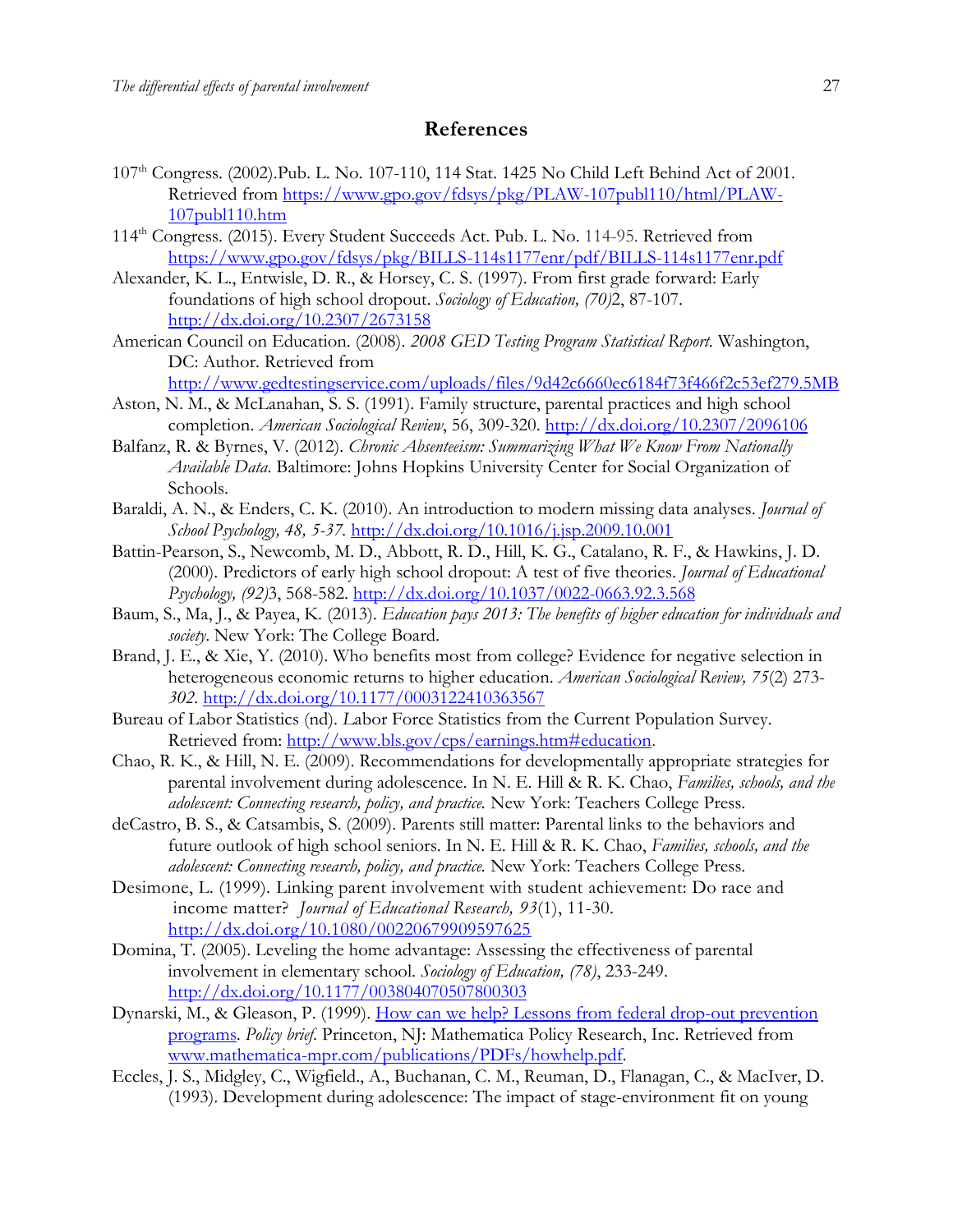## References

107th Congress. (2002).Pub. L. No. 107-110, 114 Stat. 1425 No Child Left Behind Act of 2001. Retrieved from https://www.gpo.gov/fdsys/pkg/PLAW-107publ110/html/PLAW-107publ110.htm

114th Congress. (2015). Every Student Succeeds Act. Pub. L. No. 114-95. Retrieved from https://www.gpo.gov/fdsys/pkg/BILLS-114s1177enr/pdf/BILLS-114s1177enr.pdf

Alexander, K. L., Entwisle, D. R., & Horsey, C. S. (1997). From first grade forward: Early foundations of high school dropout. *Sociology of Education, (70)*2, 87-107. http://dx.doi.org/10.2307/2673158

American Council on Education. (2008). *2008 GED Testing Program Statistical Report*. Washington, DC: Author. Retrieved from http://www.gedtestingservice.com/uploads/files/9d42c6660ec6184f73f466f2c53ef279.5MB

Aston, N. M., & McLanahan, S. S. (1991). Family structure, parental practices and high school completion. *American Sociological Review*, 56, 309-320. http://dx.doi.org/10.2307/2096106

Balfanz, R. & Byrnes, V. (2012). *Chronic Absenteeism: Summarizing What We Know From Nationally Available Data*. Baltimore: Johns Hopkins University Center for Social Organization of Schools.

Baraldi, A. N., & Enders, C. K. (2010). An introduction to modern missing data analyses. *Journal of School Psychology, 48, 5-37.* http://dx.doi.org/10.1016/j.jsp.2009.10.001

Battin-Pearson, S., Newcomb, M. D., Abbott, R. D., Hill, K. G., Catalano, R. F., & Hawkins, J. D. (2000). Predictors of early high school dropout: A test of five theories. *Journal of Educational Psychology, (92)*3, 568-582. http://dx.doi.org/10.1037/0022-0663.92.3.568

Baum, S., Ma, J., & Payea, K. (2013). *Education pays 2013: The benefits of higher education for individuals and society*. New York: The College Board.

Brand, J. E., & Xie, Y. (2010). Who benefits most from college? Evidence for negative selection in heterogeneous economic returns to higher education. *American Sociological Review, 75*(2) 273-*302.* http://dx.doi.org/10.1177/0003122410363567

Bureau of Labor Statistics (nd). *L*abor Force Statistics from the Current Population Survey. Retrieved from: http://www.bls.gov/cps/earnings.htm#education.

Chao, R. K., & Hill, N. E. (2009). Recommendations for developmentally appropriate strategies for parental involvement during adolescence. In N. E. Hill & R. K. Chao, *Families, schools, and the adolescent: Connecting research, policy, and practice.* New York: Teachers College Press.

deCastro, B. S., & Catsambis, S. (2009). Parents still matter: Parental links to the behaviors and future outlook of high school seniors. In N. E. Hill & R. K. Chao, *Families, schools, and the adolescent: Connecting research, policy, and practice.* New York: Teachers College Press.

Desimone, L. (1999). Linking parent involvement with student achievement: Do race and income matter? *Journal of Educational Research, 93*(1), 11-30. http://dx.doi.org/10.1080/00220679909597625

Domina, T. (2005). Leveling the home advantage: Assessing the effectiveness of parental involvement in elementary school. *Sociology of Education, (78)*, 233-249. http://dx.doi.org/10.1177/003804070507800303

Dynarski, M., & Gleason, P. (1999). How can we help? Lessons from federal drop-out prevention programs. *Policy brief*. Princeton, NJ: Mathematica Policy Research, Inc. Retrieved from www.mathematica-mpr.com/publications/PDFs/howhelp.pdf.

Eccles, J. S., Midgley, C., Wigfield., A., Buchanan, C. M., Reuman, D., Flanagan, C., & MacIver, D. (1993). Development during adolescence: The impact of stage-environment fit on young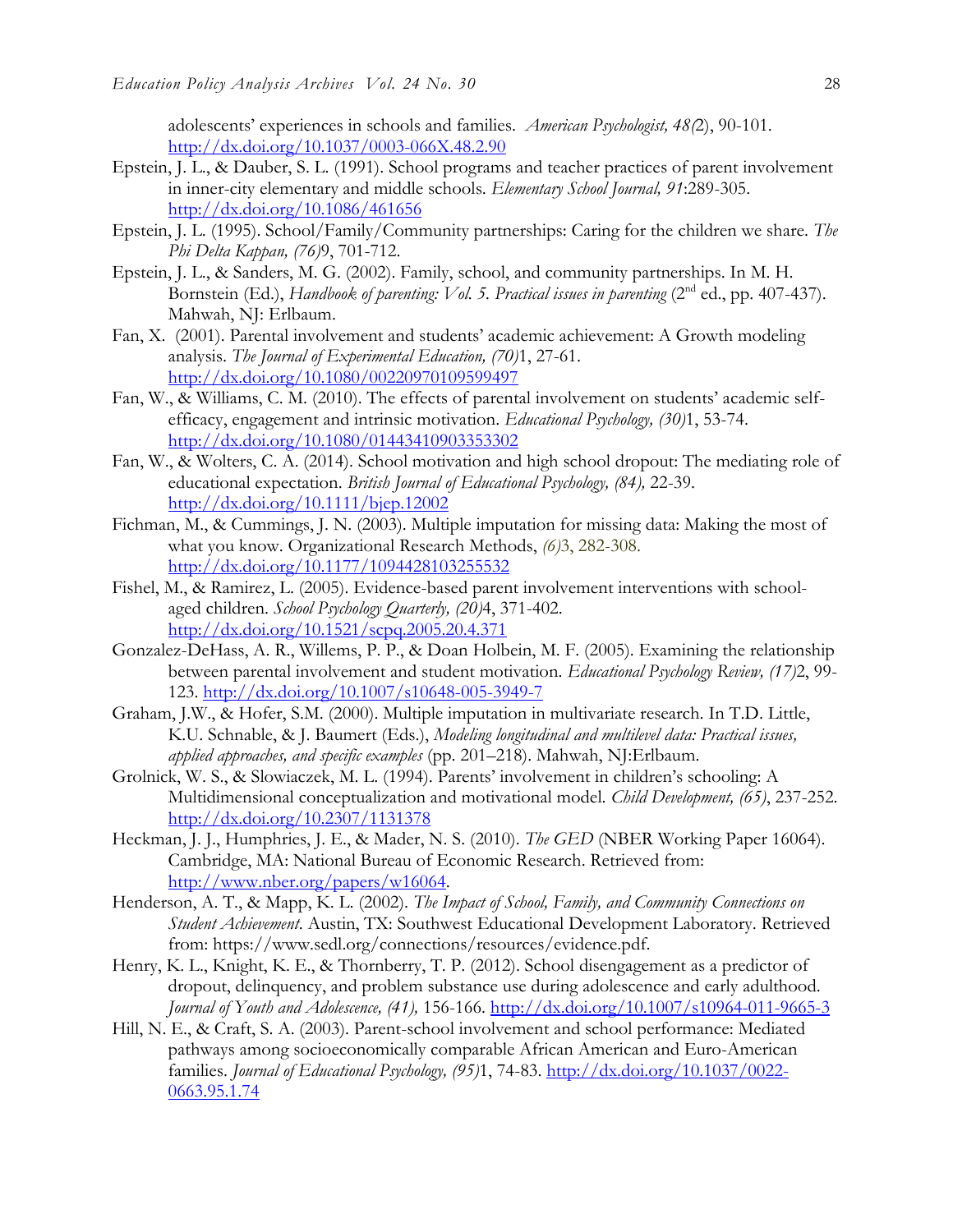adolescents' experiences in schools and families. *American Psychologist, 48(*2), 90-101. http://dx.doi.org/10.1037/0003-066X.48.2.90

Epstein, J. L., & Dauber, S. L. (1991). School programs and teacher practices of parent involvement in inner-city elementary and middle schools. *Elementary School Journal, 91*:289-305. http://dx.doi.org/10.1086/461656

Epstein, J. L. (1995). School/Family/Community partnerships: Caring for the children we share. *The Phi Delta Kappan, (76)*9, 701-712.

Epstein, J. L., & Sanders, M. G. (2002). Family, school, and community partnerships. In M. H. Bornstein (Ed.), *Handbook of parenting: Vol. 5. Practical issues in parenting* (2nd ed., pp. 407-437). Mahwah, NJ: Erlbaum.

Fan, X. (2001). Parental involvement and students' academic achievement: A Growth modeling analysis. *The Journal of Experimental Education, (70)*1, 27-61. http://dx.doi.org/10.1080/00220970109599497

Fan, W., & Williams, C. M. (2010). The effects of parental involvement on students' academic self-efficacy, engagement and intrinsic motivation. *Educational Psychology, (30)*1, 53-74. http://dx.doi.org/10.1080/01443410903353302

Fan, W., & Wolters, C. A. (2014). School motivation and high school dropout: The mediating role of educational expectation. *British Journal of Educational Psychology, (84),* 22-39. http://dx.doi.org/10.1111/bjep.12002

Fichman, M., & Cummings, J. N. (2003). Multiple imputation for missing data: Making the most of what you know. Organizational Research Methods, *(6)*3, 282-308. http://dx.doi.org/10.1177/1094428103255532

Fishel, M., & Ramirez, L. (2005). Evidence-based parent involvement interventions with school-aged children. *School Psychology Quarterly, (20)*4, 371-402. http://dx.doi.org/10.1521/scpq.2005.20.4.371

Gonzalez-DeHass, A. R., Willems, P. P., & Doan Holbein, M. F. (2005). Examining the relationship between parental involvement and student motivation. *Educational Psychology Review, (17)*2, 99-123. http://dx.doi.org/10.1007/s10648-005-3949-7

Graham, J.W., & Hofer, S.M. (2000). Multiple imputation in multivariate research. In T.D. Little, K.U. Schnable, & J. Baumert (Eds.), *Modeling longitudinal and multilevel data: Practical issues, applied approaches, and specific examples* (pp. 201–218). Mahwah, NJ:Erlbaum.

Grolnick, W. S., & Slowiaczek, M. L. (1994). Parents' involvement in children's schooling: A Multidimensional conceptualization and motivational model. *Child Development, (65)*, 237-252. http://dx.doi.org/10.2307/1131378

Heckman, J. J., Humphries, J. E., & Mader, N. S. (2010). *The GED* (NBER Working Paper 16064). Cambridge, MA: National Bureau of Economic Research. Retrieved from: http://www.nber.org/papers/w16064.

Henderson, A. T., & Mapp, K. L. (2002). *The Impact of School, Family, and Community Connections on Student Achievement.* Austin, TX: Southwest Educational Development Laboratory. Retrieved from: https://www.sedl.org/connections/resources/evidence.pdf.

Henry, K. L., Knight, K. E., & Thornberry, T. P. (2012). School disengagement as a predictor of dropout, delinquency, and problem substance use during adolescence and early adulthood. *Journal of Youth and Adolescence, (41),* 156-166. http://dx.doi.org/10.1007/s10964-011-9665-3

Hill, N. E., & Craft, S. A. (2003). Parent-school involvement and school performance: Mediated pathways among socioeconomically comparable African American and Euro-American families. *Journal of Educational Psychology, (95)*1, 74-83. http://dx.doi.org/10.1037/0022-0663.95.1.74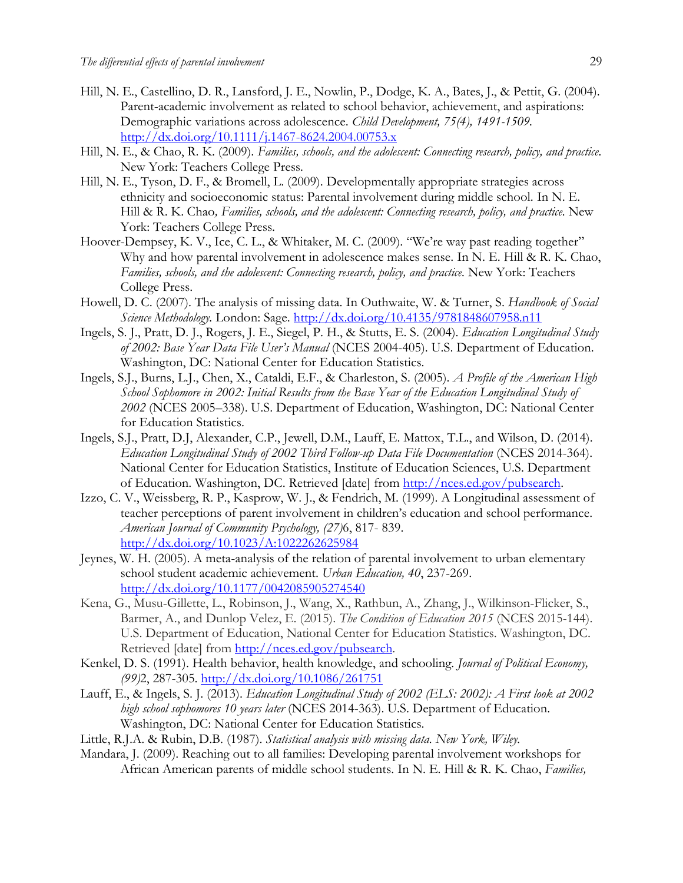Hill, N. E., Castellino, D. R., Lansford, J. E., Nowlin, P., Dodge, K. A., Bates, J., & Pettit, G. (2004). Parent-academic involvement as related to school behavior, achievement, and aspirations: Demographic variations across adolescence. *Child Development, 75(4), 1491-1509.* http://dx.doi.org/10.1111/j.1467-8624.2004.00753.x

Hill, N. E., & Chao, R. K. (2009). *Families, schools, and the adolescent: Connecting research, policy, and practice.* New York: Teachers College Press.

Hill, N. E., Tyson, D. F., & Bromell, L. (2009). Developmentally appropriate strategies across ethnicity and socioeconomic status: Parental involvement during middle school. In N. E. Hill & R. K. Chao*, Families, schools, and the adolescent: Connecting research, policy, and practice.* New York: Teachers College Press.

Hoover-Dempsey, K. V., Ice, C. L., & Whitaker, M. C. (2009). "We're way past reading together" Why and how parental involvement in adolescence makes sense. In N. E. Hill & R. K. Chao, *Families, schools, and the adolescent: Connecting research, policy, and practice.* New York: Teachers College Press.

Howell, D. C. (2007). The analysis of missing data. In Outhwaite, W. & Turner, S. *Handbook of Social Science Methodology.* London: Sage. http://dx.doi.org/10.4135/9781848607958.n11

Ingels, S. J., Pratt, D. J., Rogers, J. E., Siegel, P. H., & Stutts, E. S. (2004). *Education Longitudinal Study of 2002: Base Year Data File User's Manual* (NCES 2004-405). U.S. Department of Education. Washington, DC: National Center for Education Statistics.

Ingels, S.J., Burns, L.J., Chen, X., Cataldi, E.F., & Charleston, S. (2005). *A Profile of the American High School Sophomore in 2002: Initial Results from the Base Year of the Education Longitudinal Study of 2002* (NCES 2005–338). U.S. Department of Education, Washington, DC: National Center for Education Statistics.

Ingels, S.J., Pratt, D.J, Alexander, C.P., Jewell, D.M., Lauff, E. Mattox, T.L., and Wilson, D. (2014). *Education Longitudinal Study of 2002 Third Follow-up Data File Documentation* (NCES 2014-364). National Center for Education Statistics, Institute of Education Sciences, U.S. Department of Education. Washington, DC. Retrieved [date] from http://nces.ed.gov/pubsearch.

Izzo, C. V., Weissberg, R. P., Kasprow, W. J., & Fendrich, M. (1999). A Longitudinal assessment of teacher perceptions of parent involvement in children's education and school performance. *American Journal of Community Psychology, (27)*6, 817- 839. http://dx.doi.org/10.1023/A:1022262625984

Jeynes, W. H. (2005). A meta-analysis of the relation of parental involvement to urban elementary school student academic achievement. *Urban Education, 40*, 237-269. http://dx.doi.org/10.1177/0042085905274540

Kena, G., Musu-Gillette, L., Robinson, J., Wang, X., Rathbun, A., Zhang, J., Wilkinson-Flicker, S., Barmer, A., and Dunlop Velez, E. (2015). *The Condition of Education 2015* (NCES 2015-144). U.S. Department of Education, National Center for Education Statistics. Washington, DC. Retrieved [date] from http://nces.ed.gov/pubsearch.

Kenkel, D. S. (1991). Health behavior, health knowledge, and schooling. *Journal of Political Economy, (99)*2, 287-305. http://dx.doi.org/10.1086/261751

Lauff, E., & Ingels, S. J. (2013). *Education Longitudinal Study of 2002 (ELS: 2002): A First look at 2002 high school sophomores 10 years later* (NCES 2014-363). U.S. Department of Education. Washington, DC: National Center for Education Statistics.

Little, R.J.A. & Rubin, D.B. (1987). *Statistical analysis with missing data. New York, Wiley.*

Mandara, J. (2009). Reaching out to all families: Developing parental involvement workshops for African American parents of middle school students. In N. E. Hill & R. K. Chao, *Families,*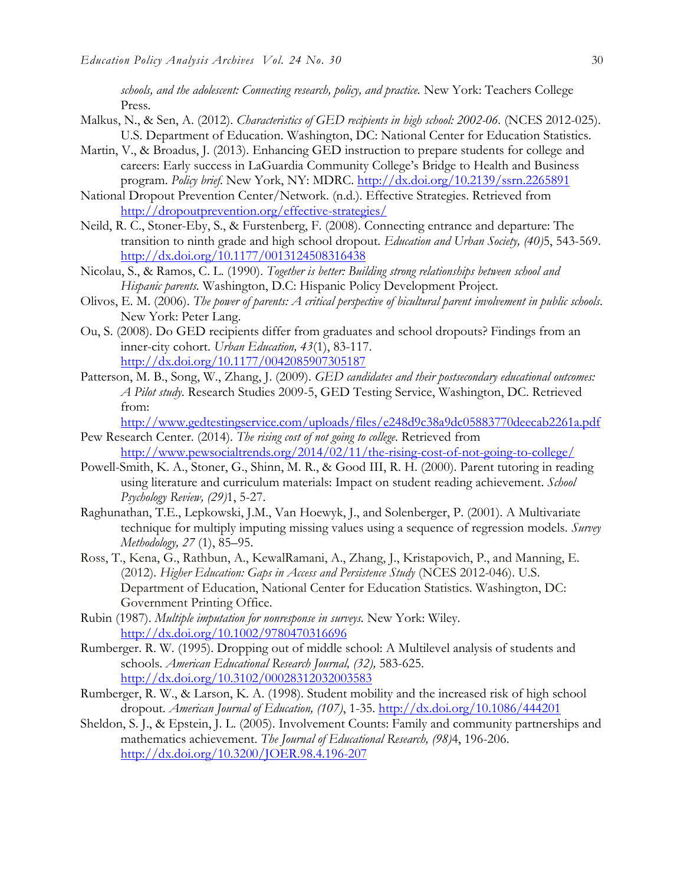*schools, and the adolescent: Connecting research, policy, and practice*. New York: Teachers College Press.

Malkus, N., & Sen, A. (2012). *Characteristics of GED recipients in high school: 2002-06*. (NCES 2012-025). U.S. Department of Education. Washington, DC: National Center for Education Statistics.

Martin, V., & Broadus, J. (2013). Enhancing GED instruction to prepare students for college and careers: Early success in LaGuardia Community College's Bridge to Health and Business program. *Policy brief*. New York, NY: MDRC. http://dx.doi.org/10.2139/ssrn.2265891

National Dropout Prevention Center/Network. (n.d.). Effective Strategies. Retrieved from http://dropoutprevention.org/effective-strategies/

Neild, R. C., Stoner-Eby, S., & Furstenberg, F. (2008). Connecting entrance and departure: The transition to ninth grade and high school dropout. *Education and Urban Society, (40)*5, 543-569. http://dx.doi.org/10.1177/0013124508316438

Nicolau, S., & Ramos, C. L. (1990). *Together is better: Building strong relationships between school and Hispanic parents*. Washington, D.C: Hispanic Policy Development Project.

Olivos, E. M. (2006). *The power of parents: A critical perspective of bicultural parent involvement in public schools*. New York: Peter Lang.

Ou, S. (2008). Do GED recipients differ from graduates and school dropouts? Findings from an inner-city cohort. *Urban Education, 43*(1), 83-117. http://dx.doi.org/10.1177/0042085907305187

Patterson, M. B., Song, W., Zhang, J. (2009). *GED candidates and their postsecondary educational outcomes: A Pilot study*. Research Studies 2009-5, GED Testing Service, Washington, DC. Retrieved from: http://www.gedtestingservice.com/uploads/files/e248d9c38a9dc05883770deecab2261a.pdf

Pew Research Center. (2014). *The rising cost of not going to college*. Retrieved from http://www.pewsocialtrends.org/2014/02/11/the-rising-cost-of-not-going-to-college/

Powell-Smith, K. A., Stoner, G., Shinn, M. R., & Good III, R. H. (2000). Parent tutoring in reading using literature and curriculum materials: Impact on student reading achievement. *School Psychology Review, (29)*1, 5-27.

Raghunathan, T.E., Lepkowski, J.M., Van Hoewyk, J., and Solenberger, P. (2001). A Multivariate technique for multiply imputing missing values using a sequence of regression models. *Survey Methodology, 27* (1), 85–95.

Ross, T., Kena, G., Rathbun, A., KewalRamani, A., Zhang, J., Kristapovich, P., and Manning, E. (2012). *Higher Education: Gaps in Access and Persistence Study* (NCES 2012-046). U.S. Department of Education, National Center for Education Statistics. Washington, DC: Government Printing Office.

Rubin (1987). *Multiple imputation for nonresponse in surveys*. New York: Wiley. http://dx.doi.org/10.1002/9780470316696

Rumberger. R. W. (1995). Dropping out of middle school: A Multilevel analysis of students and schools. *American Educational Research Journal, (32),* 583-625. http://dx.doi.org/10.3102/00028312032003583

Rumberger, R. W., & Larson, K. A. (1998). Student mobility and the increased risk of high school dropout. *American Journal of Education, (107)*, 1-35. http://dx.doi.org/10.1086/444201

Sheldon, S. J., & Epstein, J. L. (2005). Involvement Counts: Family and community partnerships and mathematics achievement. *The Journal of Educational Research, (98)*4, 196-206. http://dx.doi.org/10.3200/JOER.98.4.196-207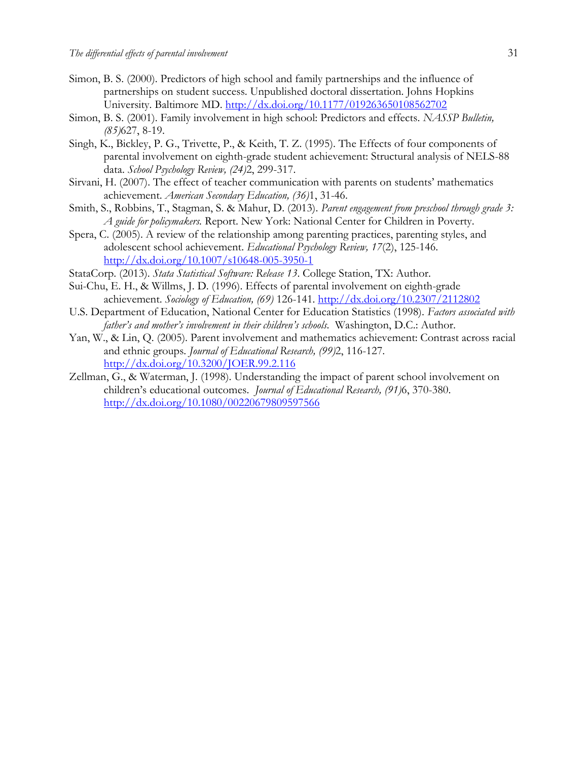Simon, B. S. (2000). Predictors of high school and family partnerships and the influence of partnerships on student success. Unpublished doctoral dissertation. Johns Hopkins University. Baltimore MD. http://dx.doi.org/10.1177/019263650108562702

Simon, B. S. (2001). Family involvement in high school: Predictors and effects. *NASSP Bulletin, (85)*627, 8-19.

Singh, K., Bickley, P. G., Trivette, P., & Keith, T. Z. (1995). The Effects of four components of parental involvement on eighth-grade student achievement: Structural analysis of NELS-88 data. *School Psychology Review, (24)*2, 299-317.

Sirvani, H. (2007). The effect of teacher communication with parents on students' mathematics achievement. *American Secondary Education, (36)*1, 31-46.

Smith, S., Robbins, T., Stagman, S. & Mahur, D. (2013). *Parent engagement from preschool through grade 3: A guide for policymakers.* Report. New York: National Center for Children in Poverty.

Spera, C. (2005). A review of the relationship among parenting practices, parenting styles, and adolescent school achievement. *Educational Psychology Review, 17*(2), 125-146. http://dx.doi.org/10.1007/s10648-005-3950-1

StataCorp. (2013). *Stata Statistical Software: Release 13*. College Station, TX: Author.

Sui-Chu, E. H., & Willms, J. D. (1996). Effects of parental involvement on eighth-grade achievement. *Sociology of Education, (69)* 126-141. http://dx.doi.org/10.2307/2112802

U.S. Department of Education, National Center for Education Statistics (1998). *Factors associated with father's and mother's involvement in their children's schools.* Washington, D.C.: Author.

Yan, W., & Lin, Q. (2005). Parent involvement and mathematics achievement: Contrast across racial and ethnic groups. *Journal of Educational Research, (99)*2, 116-127. http://dx.doi.org/10.3200/JOER.99.2.116

Zellman, G., & Waterman, J. (1998). Understanding the impact of parent school involvement on children's educational outcomes. *Journal of Educational Research, (91)*6, 370-380. http://dx.doi.org/10.1080/00220679809597566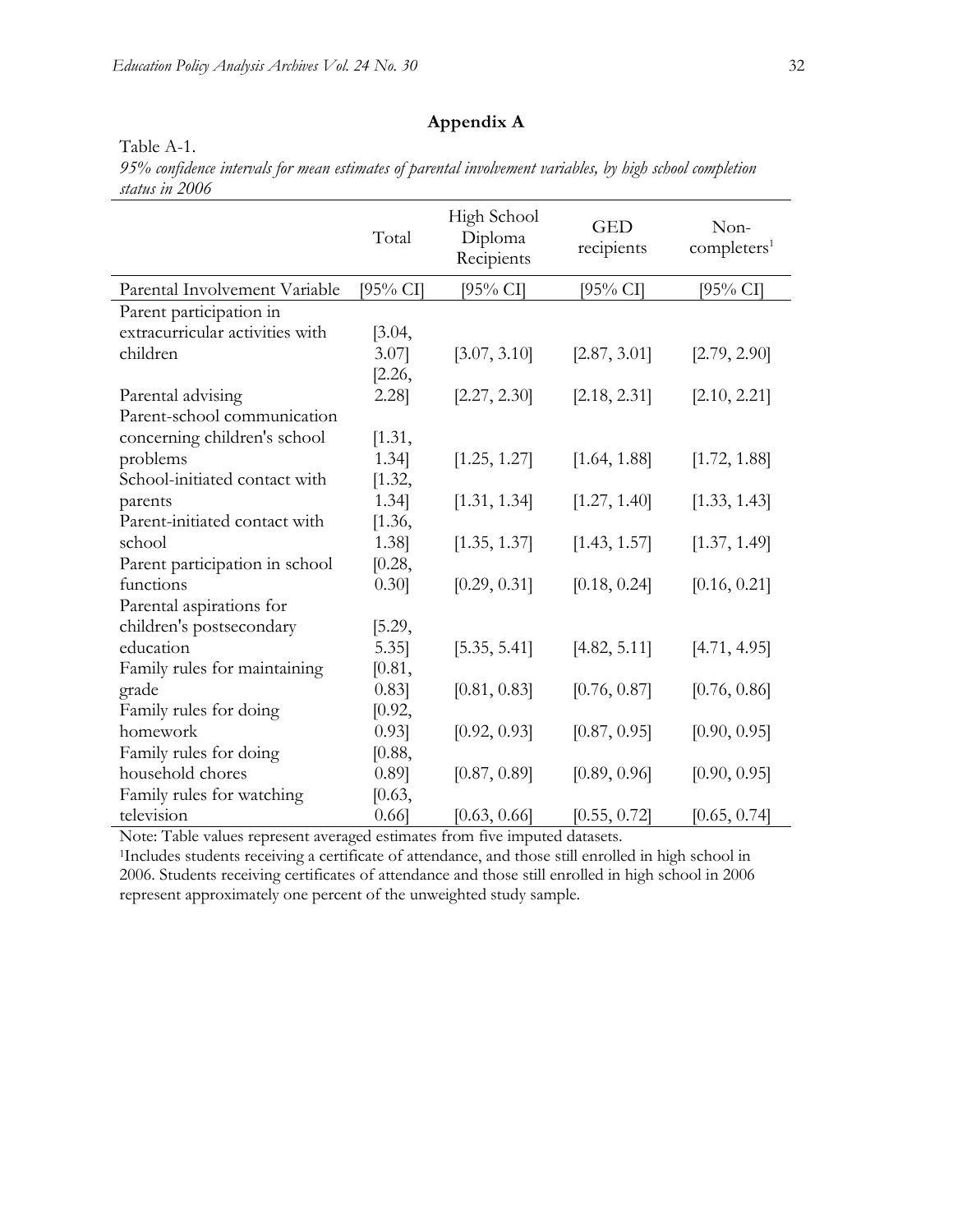## Appendix A

Table A-1.

*95% confidence intervals for mean estimates of parental involvement variables, by high school completion status in 2006*

| | Total | High School Diploma Recipients | GED recipients | Non-completers[1] |
|---|---|---|---|---|
| Parental Involvement Variable | [95% CI] | [95% CI] | [95% CI] | [95% CI] |
| Parent participation in extracurricular activities with children | [3.04, 3.07] | [3.07, 3.10] | [2.87, 3.01] | [2.79, 2.90] |
| Parental advising | [2.26, 2.28] | [2.27, 2.30] | [2.18, 2.31] | [2.10, 2.21] |
| Parent-school communication concerning children's school problems | [1.31, 1.34] | [1.25, 1.27] | [1.64, 1.88] | [1.72, 1.88] |
| School-initiated contact with parents | [1.32, 1.34] | [1.31, 1.34] | [1.27, 1.40] | [1.33, 1.43] |
| Parent-initiated contact with school | [1.36, 1.38] | [1.35, 1.37] | [1.43, 1.57] | [1.37, 1.49] |
| Parent participation in school functions | [0.28, 0.30] | [0.29, 0.31] | [0.18, 0.24] | [0.16, 0.21] |
| Parental aspirations for children's postsecondary education | [5.29, 5.35] | [5.35, 5.41] | [4.82, 5.11] | [4.71, 4.95] |
| Family rules for maintaining grade | [0.81, 0.83] | [0.81, 0.83] | [0.76, 0.87] | [0.76, 0.86] |
| Family rules for doing homework | [0.92, 0.93] | [0.92, 0.93] | [0.87, 0.95] | [0.90, 0.95] |
| Family rules for doing household chores | [0.88, 0.89] | [0.87, 0.89] | [0.89, 0.96] | [0.90, 0.95] |
| Family rules for watching television | [0.63, 0.66] | [0.63, 0.66] | [0.55, 0.72] | [0.65, 0.74] |

Note: Table values represent averaged estimates from five imputed datasets.

[1]Includes students receiving a certificate of attendance, and those still enrolled in high school in 2006. Students receiving certificates of attendance and those still enrolled in high school in 2006 represent approximately one percent of the unweighted study sample.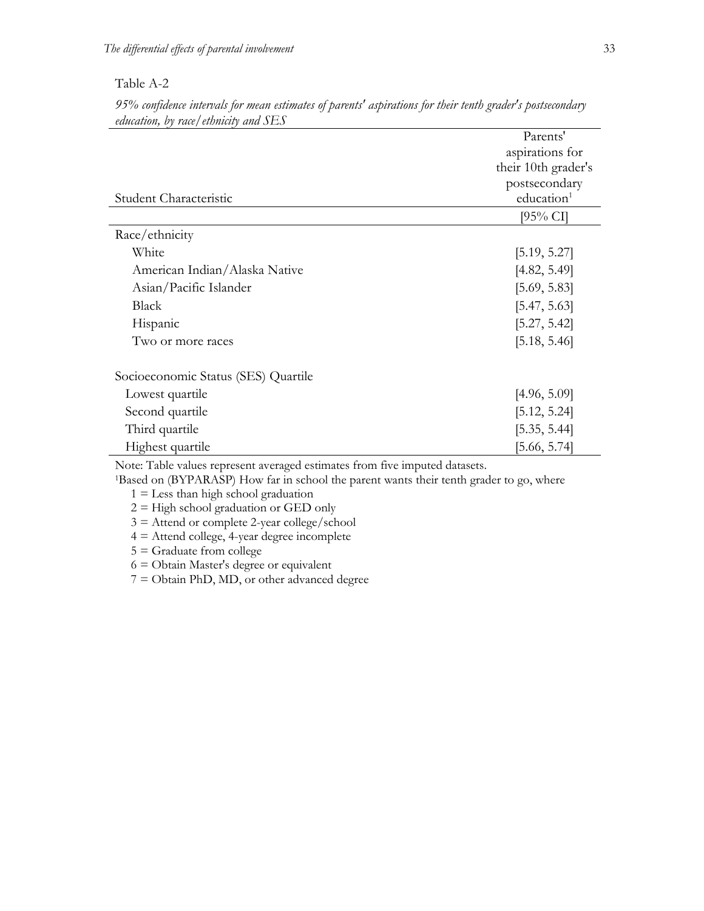Table A-2

*95% confidence intervals for mean estimates of parents' aspirations for their tenth grader's postsecondary education, by race/ethnicity and SES*

| Student Characteristic | Parents' aspirations for their 10th grader's postsecondary education[1] |
|---|---|
| | [95% CI] |
| Race/ethnicity | |
| White | [5.19, 5.27] |
| American Indian/Alaska Native | [4.82, 5.49] |
| Asian/Pacific Islander | [5.69, 5.83] |
| Black | [5.47, 5.63] |
| Hispanic | [5.27, 5.42] |
| Two or more races | [5.18, 5.46] |
| | |
| Socioeconomic Status (SES) Quartile | |
| Lowest quartile | [4.96, 5.09] |
| Second quartile | [5.12, 5.24] |
| Third quartile | [5.35, 5.44] |
| Highest quartile | [5.66, 5.74] |

Note: Table values represent averaged estimates from five imputed datasets.

[1]Based on (BYPARASP) How far in school the parent wants their tenth grader to go, where

1 = Less than high school graduation
2 = High school graduation or GED only
3 = Attend or complete 2-year college/school
4 = Attend college, 4-year degree incomplete
5 = Graduate from college
6 = Obtain Master's degree or equivalent
7 = Obtain PhD, MD, or other advanced degree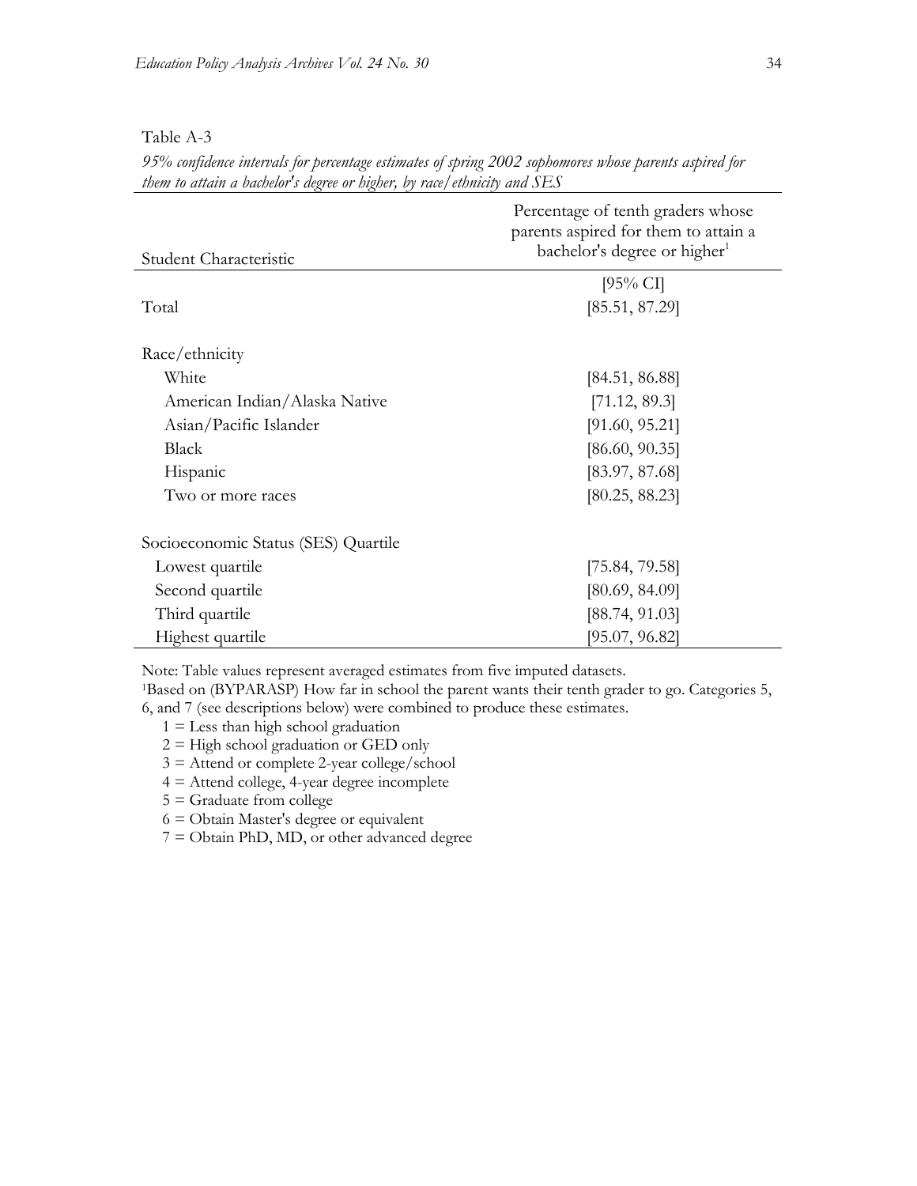Table A-3

*95% confidence intervals for percentage estimates of spring 2002 sophomores whose parents aspired for them to attain a bachelor's degree or higher, by race/ethnicity and SES*

| Student Characteristic | Percentage of tenth graders whose parents aspired for them to attain a bachelor's degree or higher[1] |
|---|---|
| | [95% CI] |
| Total | [85.51, 87.29] |
| | |
| Race/ethnicity | |
| White | [84.51, 86.88] |
| American Indian/Alaska Native | [71.12, 89.3] |
| Asian/Pacific Islander | [91.60, 95.21] |
| Black | [86.60, 90.35] |
| Hispanic | [83.97, 87.68] |
| Two or more races | [80.25, 88.23] |
| | |
| Socioeconomic Status (SES) Quartile | |
| Lowest quartile | [75.84, 79.58] |
| Second quartile | [80.69, 84.09] |
| Third quartile | [88.74, 91.03] |
| Highest quartile | [95.07, 96.82] |

Note: Table values represent averaged estimates from five imputed datasets.

[1]Based on (BYPARASP) How far in school the parent wants their tenth grader to go. Categories 5, 6, and 7 (see descriptions below) were combined to produce these estimates.

1 = Less than high school graduation
2 = High school graduation or GED only
3 = Attend or complete 2-year college/school
4 = Attend college, 4-year degree incomplete
5 = Graduate from college
6 = Obtain Master's degree or equivalent
7 = Obtain PhD, MD, or other advanced degree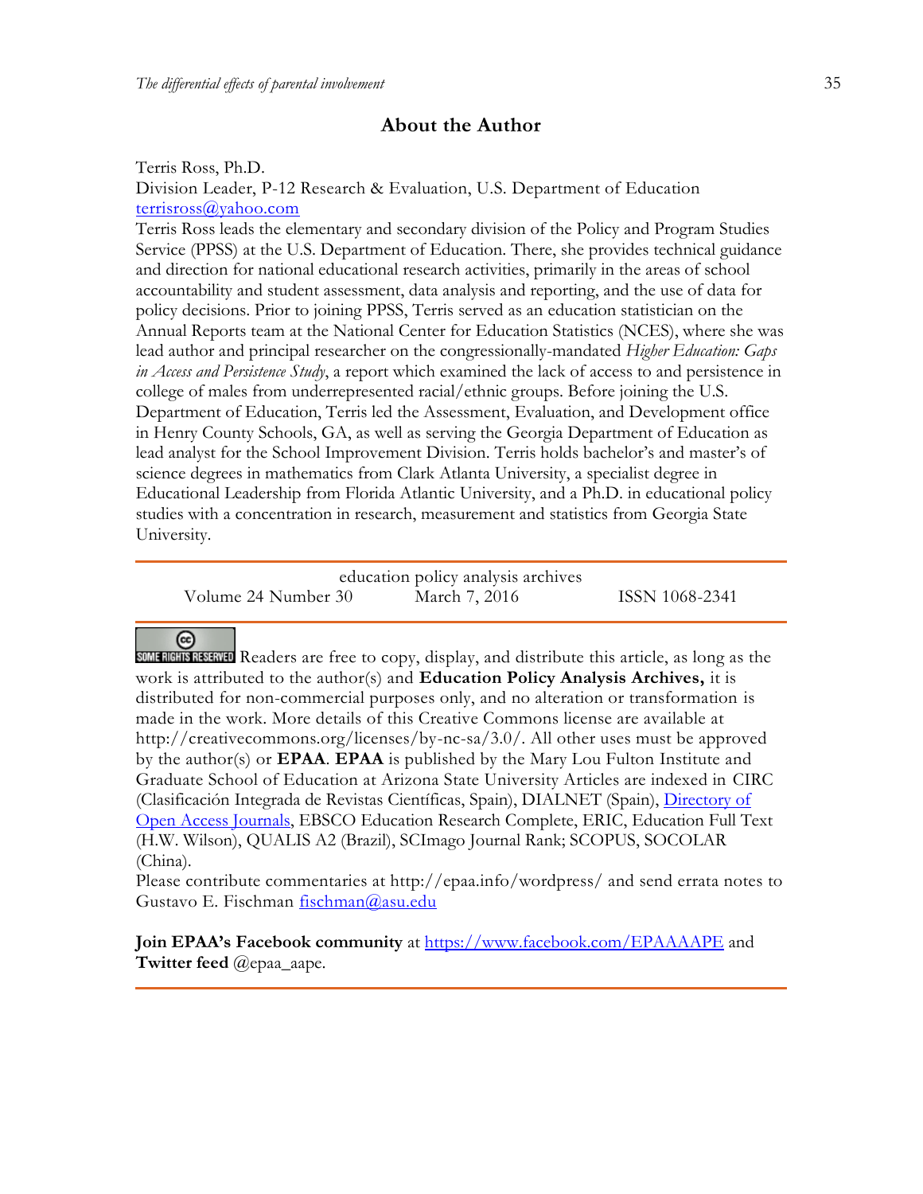## About the Author

Terris Ross, Ph.D.
Division Leader, P-12 Research & Evaluation, U.S. Department of Education
terrisross@yahoo.com
Terris Ross leads the elementary and secondary division of the Policy and Program Studies Service (PPSS) at the U.S. Department of Education. There, she provides technical guidance and direction for national educational research activities, primarily in the areas of school accountability and student assessment, data analysis and reporting, and the use of data for policy decisions. Prior to joining PPSS, Terris served as an education statistician on the Annual Reports team at the National Center for Education Statistics (NCES), where she was lead author and principal researcher on the congressionally-mandated *Higher Education: Gaps in Access and Persistence Study*, a report which examined the lack of access to and persistence in college of males from underrepresented racial/ethnic groups. Before joining the U.S. Department of Education, Terris led the Assessment, Evaluation, and Development office in Henry County Schools, GA, as well as serving the Georgia Department of Education as lead analyst for the School Improvement Division. Terris holds bachelor's and master's of science degrees in mathematics from Clark Atlanta University, a specialist degree in Educational Leadership from Florida Atlantic University, and a Ph.D. in educational policy studies with a concentration in research, measurement and statistics from Georgia State University.

---

education policy analysis archives
Volume 24 Number 30 March 7, 2016 ISSN 1068-2341

---

SOME RIGHTS RESERVED Readers are free to copy, display, and distribute this article, as long as the work is attributed to the author(s) and **Education Policy Analysis Archives,** it is distributed for non-commercial purposes only, and no alteration or transformation is made in the work. More details of this Creative Commons license are available at http://creativecommons.org/licenses/by-nc-sa/3.0/. All other uses must be approved by the author(s) or **EPAA**. **EPAA** is published by the Mary Lou Fulton Institute and Graduate School of Education at Arizona State University Articles are indexed in CIRC (Clasificación Integrada de Revistas Científicas, Spain), DIALNET (Spain), Directory of Open Access Journals, EBSCO Education Research Complete, ERIC, Education Full Text (H.W. Wilson), QUALIS A2 (Brazil), SCImago Journal Rank; SCOPUS, SOCOLAR (China).
Please contribute commentaries at http://epaa.info/wordpress/ and send errata notes to Gustavo E. Fischman fischman@asu.edu

**Join EPAA's Facebook community** at https://www.facebook.com/EPAAAAPE and **Twitter feed** @epaa_aape.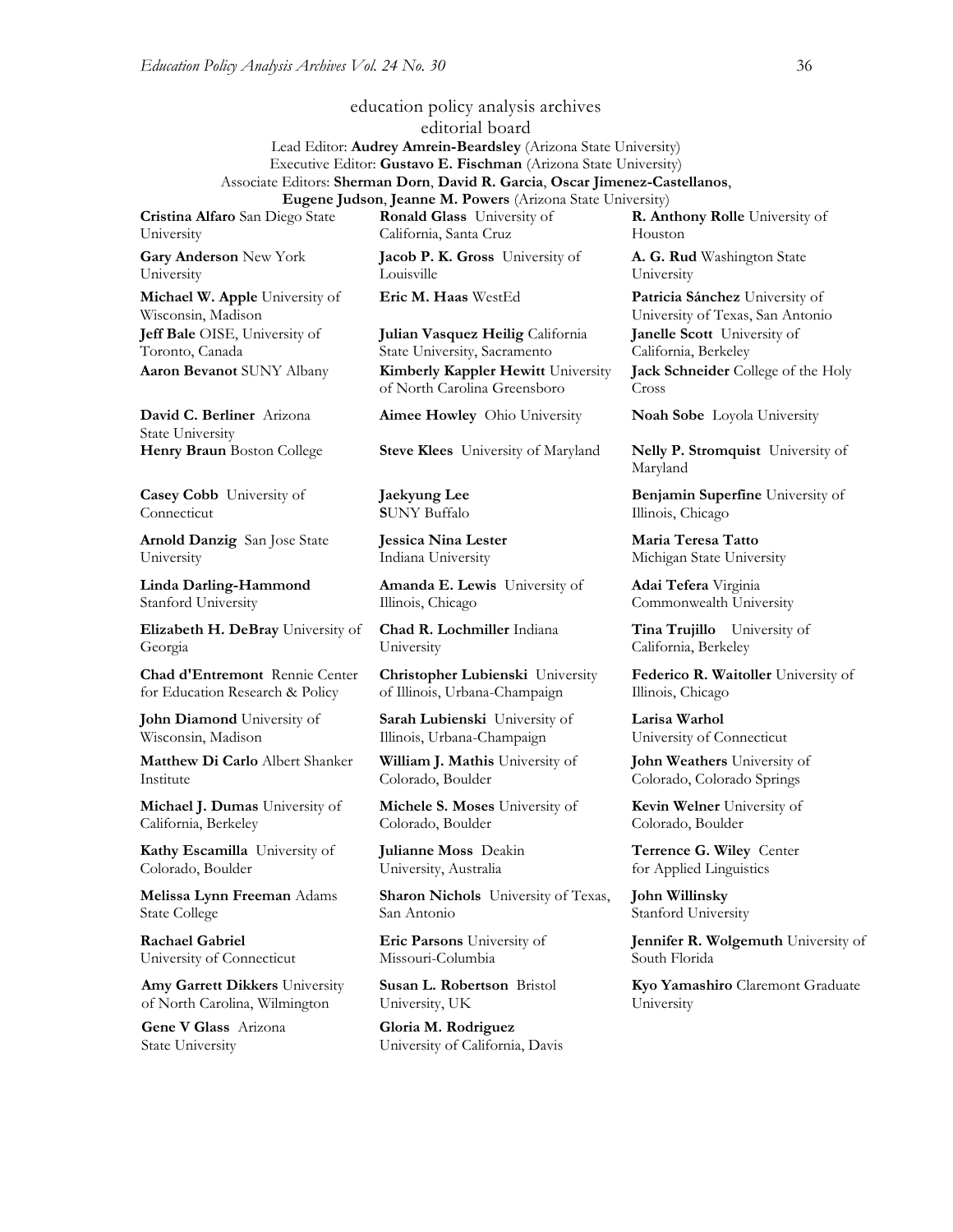## education policy analysis archives
### editorial board

Lead Editor: **Audrey Amrein-Beardsley** (Arizona State University)
Executive Editor: **Gustavo E. Fischman** (Arizona State University)
Associate Editors: **Sherman Dorn**, **David R. Garcia**, **Oscar Jimenez-Castellanos**, **Eugene Judson**, **Jeanne M. Powers** (Arizona State University)

**Cristina Alfaro** San Diego State University

**Gary Anderson** New York University

**Michael W. Apple** University of Wisconsin, Madison

**Jeff Bale** OISE, University of Toronto, Canada

**Aaron Bevanot** SUNY Albany

**David C. Berliner** Arizona State University

**Henry Braun** Boston College

**Casey Cobb** University of Connecticut

**Arnold Danzig** San Jose State University

**Linda Darling-Hammond** Stanford University

**Elizabeth H. DeBray** University of Georgia

**Chad d'Entremont** Rennie Center for Education Research & Policy

**John Diamond** University of Wisconsin, Madison

**Matthew Di Carlo** Albert Shanker Institute

**Michael J. Dumas** University of California, Berkeley

**Kathy Escamilla** University of Colorado, Boulder

**Melissa Lynn Freeman** Adams State College

**Rachael Gabriel** University of Connecticut

**Amy Garrett Dikkers** University of North Carolina, Wilmington

**Gene V Glass** Arizona State University

**Ronald Glass** University of California, Santa Cruz

**Jacob P. K. Gross** University of Louisville

**Eric M. Haas** WestEd

**Julian Vasquez Heilig** California State University, Sacramento

**Kimberly Kappler Hewitt** University of North Carolina Greensboro

**Aimee Howley** Ohio University

**Steve Klees** University of Maryland

**Jaekyung Lee** SUNY Buffalo

**Jessica Nina Lester** Indiana University

**Amanda E. Lewis** University of Illinois, Chicago

**Chad R. Lochmiller** Indiana University

**Christopher Lubienski** University of Illinois, Urbana-Champaign

**Sarah Lubienski** University of Illinois, Urbana-Champaign

**William J. Mathis** University of Colorado, Boulder

**Michele S. Moses** University of Colorado, Boulder

**Julianne Moss** Deakin University, Australia

**Sharon Nichols** University of Texas, San Antonio

**Eric Parsons** University of Missouri-Columbia

**Susan L. Robertson** Bristol University, UK

**Gloria M. Rodriguez** University of California, Davis

**R. Anthony Rolle** University of Houston

**A. G. Rud** Washington State University

**Patricia Sánchez** University of University of Texas, San Antonio

**Janelle Scott** University of California, Berkeley

**Jack Schneider** College of the Holy Cross

**Noah Sobe** Loyola University

**Nelly P. Stromquist** University of Maryland

**Benjamin Superfine** University of Illinois, Chicago

**Maria Teresa Tatto** Michigan State University

**Adai Tefera** Virginia Commonwealth University

**Tina Trujillo** University of California, Berkeley

**Federico R. Waitoller** University of Illinois, Chicago

**Larisa Warhol** University of Connecticut

**John Weathers** University of Colorado, Colorado Springs

**Kevin Welner** University of Colorado, Boulder

**Terrence G. Wiley** Center for Applied Linguistics

**John Willinsky** Stanford University

**Jennifer R. Wolgemuth** University of South Florida

**Kyo Yamashiro** Claremont Graduate University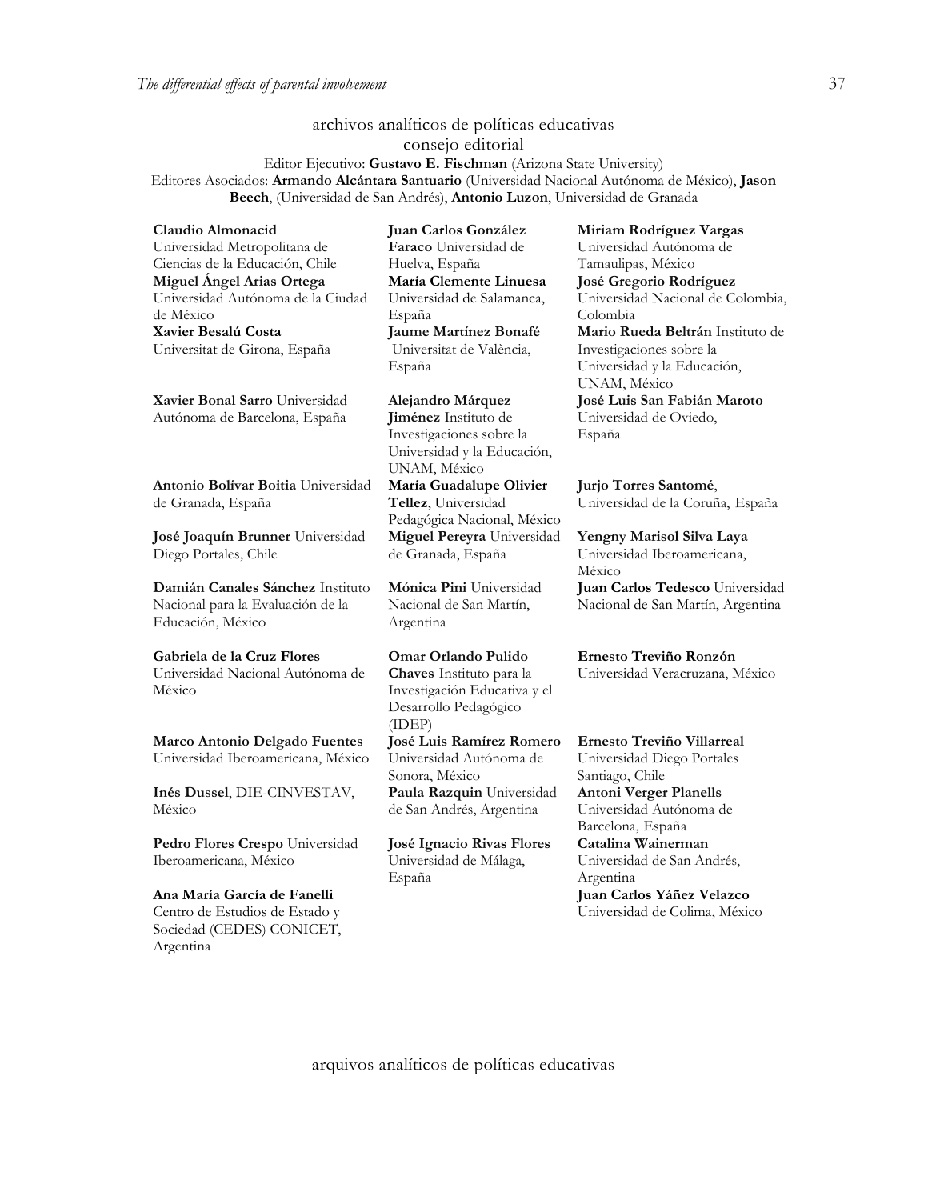## archivos analíticos de políticas educativas
## consejo editorial

Editor Ejecutivo: **Gustavo E. Fischman** (Arizona State University)
Editores Asociados: **Armando Alcántara Santuario** (Universidad Nacional Autónoma de México), **Jason Beech**, (Universidad de San Andrés), **Antonio Luzon**, Universidad de Granada

**Claudio Almonacid** Universidad Metropolitana de Ciencias de la Educación, Chile
**Miguel Ángel Arias Ortega** Universidad Autónoma de la Ciudad de México
**Xavier Besalú Costa** Universitat de Girona, España

**Xavier Bonal Sarro** Universidad Autónoma de Barcelona, España

**Antonio Bolívar Boitia** Universidad de Granada, España

**José Joaquín Brunner** Universidad Diego Portales, Chile

**Damián Canales Sánchez** Instituto Nacional para la Evaluación de la Educación, México

**Gabriela de la Cruz Flores** Universidad Nacional Autónoma de México

**Marco Antonio Delgado Fuentes** Universidad Iberoamericana, México

**Inés Dussel**, DIE-CINVESTAV, México

**Pedro Flores Crespo** Universidad Iberoamericana, México

**Ana María García de Fanelli** Centro de Estudios de Estado y Sociedad (CEDES) CONICET, Argentina

**Juan Carlos González Faraco** Universidad de Huelva, España
**María Clemente Linuesa** Universidad de Salamanca, España
**Jaume Martínez Bonafé** Universitat de València, España

**Alejandro Márquez Jiménez** Instituto de Investigaciones sobre la Universidad y la Educación, UNAM, México
**María Guadalupe Olivier Tellez**, Universidad Pedagógica Nacional, México
**Miguel Pereyra** Universidad de Granada, España

**Mónica Pini** Universidad Nacional de San Martín, Argentina

**Omar Orlando Pulido Chaves** Instituto para la Investigación Educativa y el Desarrollo Pedagógico (IDEP)
**José Luis Ramírez Romero** Universidad Autónoma de Sonora, México
**Paula Razquin** Universidad de San Andrés, Argentina

**José Ignacio Rivas Flores** Universidad de Málaga, España

**Miriam Rodríguez Vargas** Universidad Autónoma de Tamaulipas, México
**José Gregorio Rodríguez** Universidad Nacional de Colombia, Colombia
**Mario Rueda Beltrán** Instituto de Investigaciones sobre la Universidad y la Educación, UNAM, México
**José Luis San Fabián Maroto** Universidad de Oviedo, España

**Jurjo Torres Santomé**, Universidad de la Coruña, España

**Yengny Marisol Silva Laya** Universidad Iberoamericana, México
**Juan Carlos Tedesco** Universidad Nacional de San Martín, Argentina

**Ernesto Treviño Ronzón** Universidad Veracruzana, México

**Ernesto Treviño Villarreal** Universidad Diego Portales Santiago, Chile
**Antoni Verger Planells** Universidad Autónoma de Barcelona, España
**Catalina Wainerman** Universidad de San Andrés, Argentina
**Juan Carlos Yáñez Velazco** Universidad de Colima, México

arquivos analíticos de políticas educativas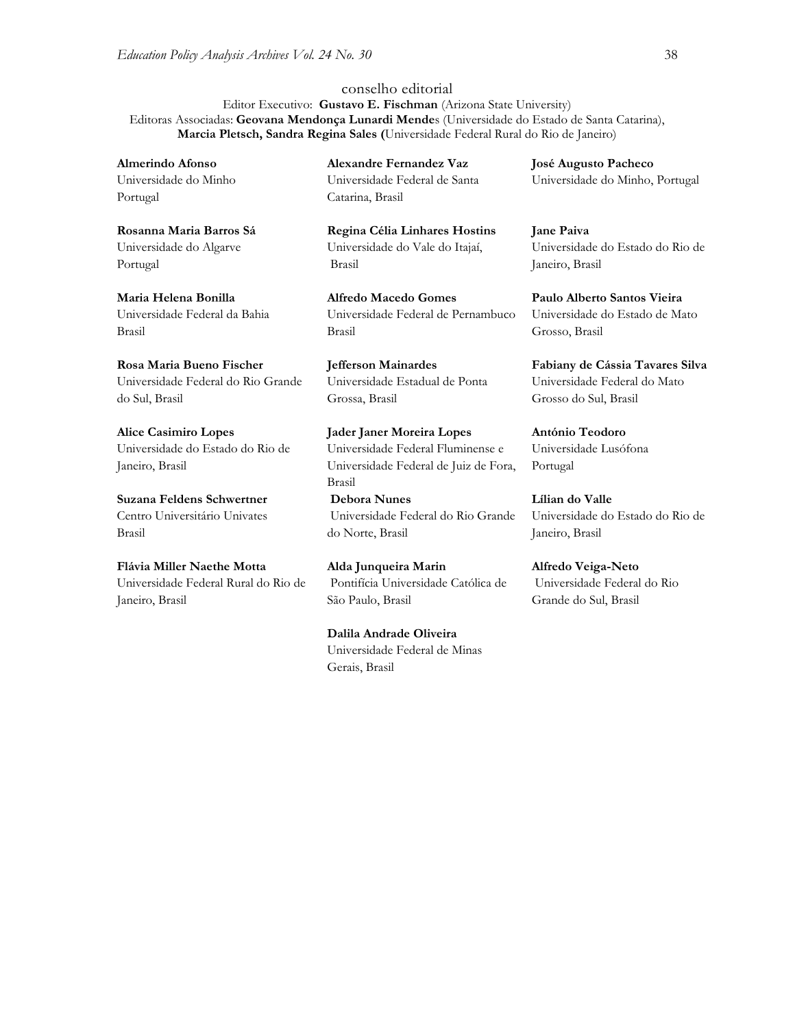## conselho editorial

Editor Executivo: **Gustavo E. Fischman** (Arizona State University)

Editoras Associadas: **Geovana Mendonça Lunardi Mende**s (Universidade do Estado de Santa Catarina), **Marcia Pletsch, Sandra Regina Sales (**Universidade Federal Rural do Rio de Janeiro)

**Almerindo Afonso**
Universidade do Minho
Portugal

**Rosanna Maria Barros Sá**
Universidade do Algarve
Portugal

**Maria Helena Bonilla**
Universidade Federal da Bahia
Brasil

**Rosa Maria Bueno Fischer**
Universidade Federal do Rio Grande do Sul, Brasil

**Alice Casimiro Lopes**
Universidade do Estado do Rio de Janeiro, Brasil

**Suzana Feldens Schwertner**
Centro Universitário Univates
Brasil

**Flávia Miller Naethe Motta**
Universidade Federal Rural do Rio de Janeiro, Brasil

**Alexandre Fernandez Vaz**
Universidade Federal de Santa Catarina, Brasil

**Regina Célia Linhares Hostins**
Universidade do Vale do Itajaí, Brasil

**Alfredo Macedo Gomes**
Universidade Federal de Pernambuco
Brasil

**Jefferson Mainardes**
Universidade Estadual de Ponta Grossa, Brasil

**Jader Janer Moreira Lopes**
Universidade Federal Fluminense e Universidade Federal de Juiz de Fora, Brasil

**Debora Nunes**
Universidade Federal do Rio Grande do Norte, Brasil

**Alda Junqueira Marin**
Pontifícia Universidade Católica de São Paulo, Brasil

**Dalila Andrade Oliveira**
Universidade Federal de Minas Gerais, Brasil

**José Augusto Pacheco**
Universidade do Minho, Portugal

**Jane Paiva**
Universidade do Estado do Rio de Janeiro, Brasil

**Paulo Alberto Santos Vieira**
Universidade do Estado de Mato Grosso, Brasil

**Fabiany de Cássia Tavares Silva**
Universidade Federal do Mato Grosso do Sul, Brasil

**António Teodoro**
Universidade Lusófona
Portugal

**Lílian do Valle**
Universidade do Estado do Rio de Janeiro, Brasil

**Alfredo Veiga-Neto**
Universidade Federal do Rio Grande do Sul, Brasil